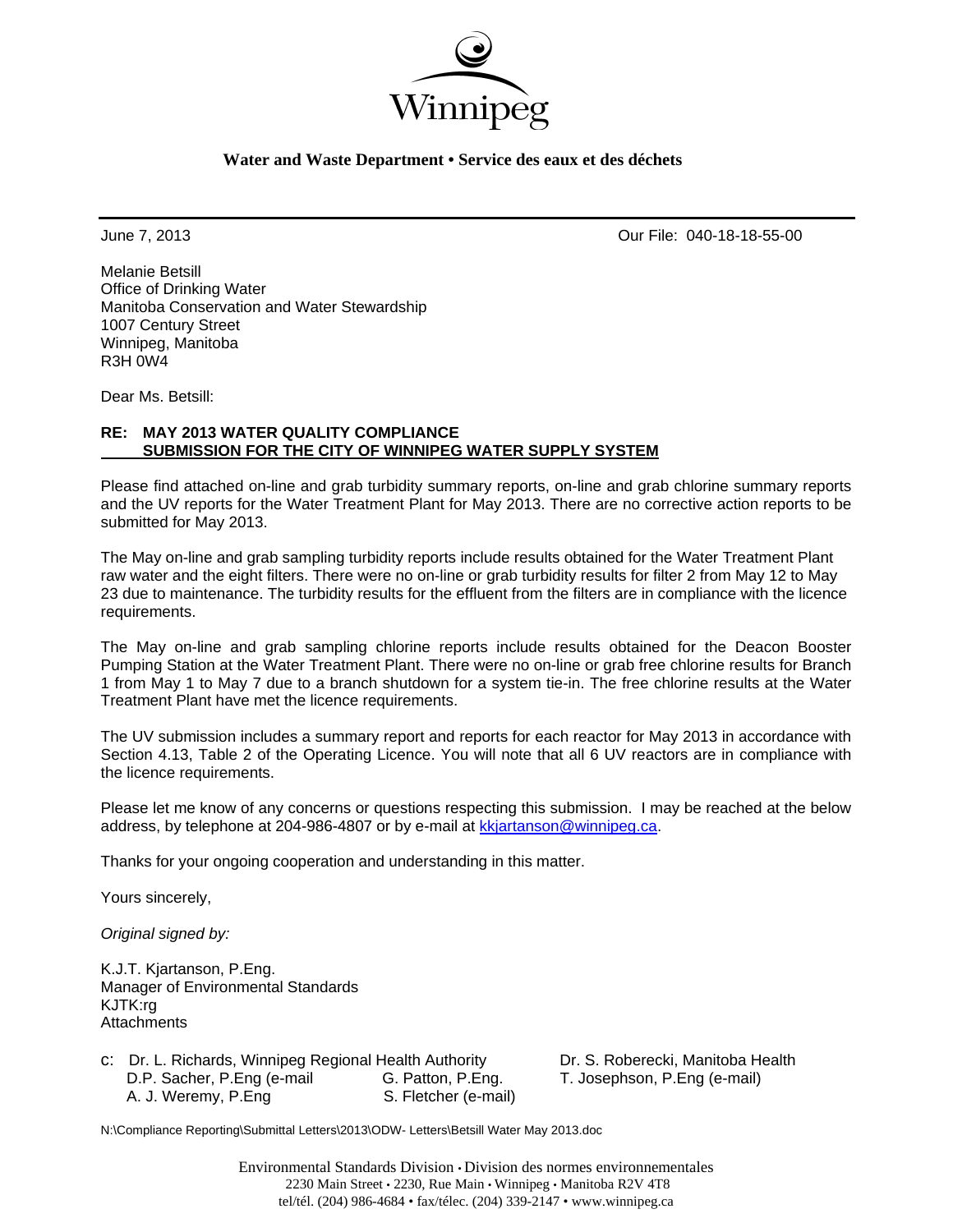Winnipeg

**Water and Waste Department • Service des eaux et des déchets**

June 7, 2013 Our File: 040-18-18-55-00

Melanie Betsill
Office of Drinking Water
Manitoba Conservation and Water Stewardship
1007 Century Street
Winnipeg, Manitoba
R3H 0W4

Dear Ms. Betsill:

**RE: MAY 2013 WATER QUALITY COMPLIANCE SUBMISSION FOR THE CITY OF WINNIPEG WATER SUPPLY SYSTEM**

Please find attached on-line and grab turbidity summary reports, on-line and grab chlorine summary reports and the UV reports for the Water Treatment Plant for May 2013. There are no corrective action reports to be submitted for May 2013.

The May on-line and grab sampling turbidity reports include results obtained for the Water Treatment Plant raw water and the eight filters. There were no on-line or grab turbidity results for filter 2 from May 12 to May 23 due to maintenance. The turbidity results for the effluent from the filters are in compliance with the licence requirements.

The May on-line and grab sampling chlorine reports include results obtained for the Deacon Booster Pumping Station at the Water Treatment Plant. There were no on-line or grab free chlorine results for Branch 1 from May 1 to May 7 due to a branch shutdown for a system tie-in. The free chlorine results at the Water Treatment Plant have met the licence requirements.

The UV submission includes a summary report and reports for each reactor for May 2013 in accordance with Section 4.13, Table 2 of the Operating Licence. You will note that all 6 UV reactors are in compliance with the licence requirements.

Please let me know of any concerns or questions respecting this submission. I may be reached at the below address, by telephone at 204-986-4807 or by e-mail at kkjartanson@winnipeg.ca.

Thanks for your ongoing cooperation and understanding in this matter.

Yours sincerely,

*Original signed by:*

K.J.T. Kjartanson, P.Eng.
Manager of Environmental Standards
KJTK:rg
Attachments

c: Dr. L. Richards, Winnipeg Regional Health Authority
D.P. Sacher, P.Eng (e-mail
A. J. Weremy, P.Eng
G. Patton, P.Eng.
S. Fletcher (e-mail)
Dr. S. Roberecki, Manitoba Health
T. Josephson, P.Eng (e-mail)

N:\Compliance Reporting\Submittal Letters\2013\ODW- Letters\Betsill Water May 2013.doc

Environmental Standards Division • Division des normes environnementales
2230 Main Street • 2230, Rue Main • Winnipeg • Manitoba R2V 4T8
tel/tél. (204) 986-4684 • fax/télec. (204) 339-2147 • www.winnipeg.ca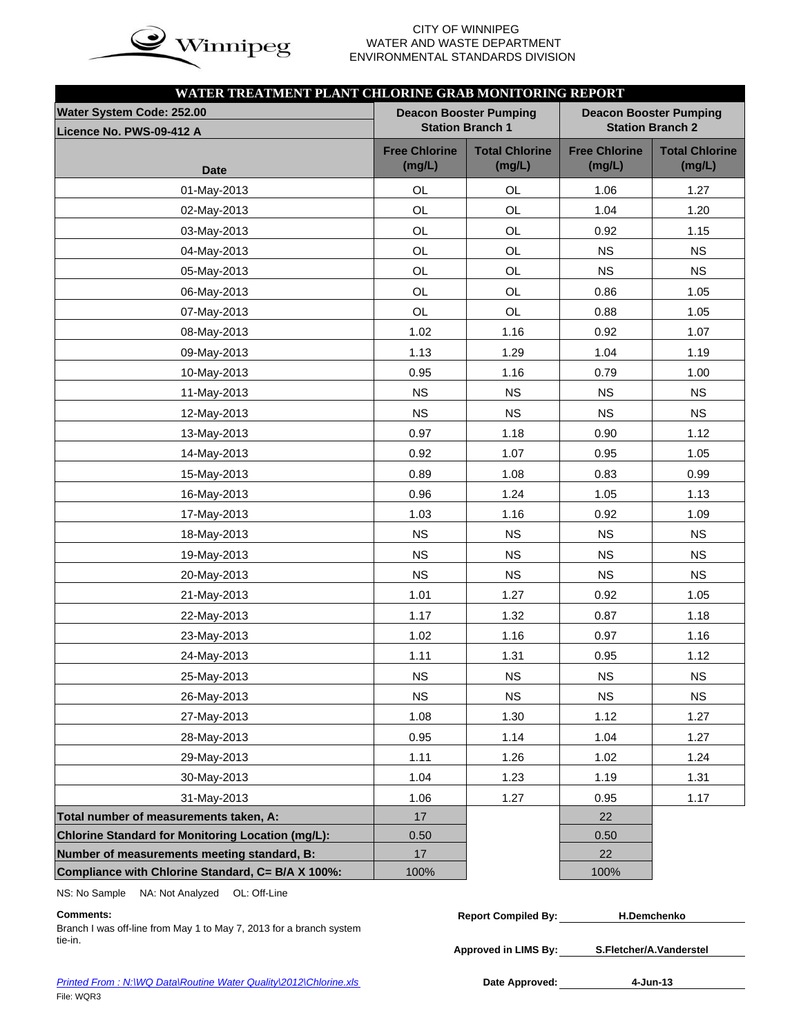CITY OF WINNIPEG
WATER AND WASTE DEPARTMENT
ENVIRONMENTAL STANDARDS DIVISION

## WATER TREATMENT PLANT CHLORINE GRAB MONITORING REPORT

| Water System Code: 252.00<br>Licence No. PWS-09-412 A | Deacon Booster Pumping Station Branch 1 | | Deacon Booster Pumping Station Branch 2 | |
|---|---|---|---|---|
| **Date** | **Free Chlorine (mg/L)** | **Total Chlorine (mg/L)** | **Free Chlorine (mg/L)** | **Total Chlorine (mg/L)** |
| 01-May-2013 | OL | OL | 1.06 | 1.27 |
| 02-May-2013 | OL | OL | 1.04 | 1.20 |
| 03-May-2013 | OL | OL | 0.92 | 1.15 |
| 04-May-2013 | OL | OL | NS | NS |
| 05-May-2013 | OL | OL | NS | NS |
| 06-May-2013 | OL | OL | 0.86 | 1.05 |
| 07-May-2013 | OL | OL | 0.88 | 1.05 |
| 08-May-2013 | 1.02 | 1.16 | 0.92 | 1.07 |
| 09-May-2013 | 1.13 | 1.29 | 1.04 | 1.19 |
| 10-May-2013 | 0.95 | 1.16 | 0.79 | 1.00 |
| 11-May-2013 | NS | NS | NS | NS |
| 12-May-2013 | NS | NS | NS | NS |
| 13-May-2013 | 0.97 | 1.18 | 0.90 | 1.12 |
| 14-May-2013 | 0.92 | 1.07 | 0.95 | 1.05 |
| 15-May-2013 | 0.89 | 1.08 | 0.83 | 0.99 |
| 16-May-2013 | 0.96 | 1.24 | 1.05 | 1.13 |
| 17-May-2013 | 1.03 | 1.16 | 0.92 | 1.09 |
| 18-May-2013 | NS | NS | NS | NS |
| 19-May-2013 | NS | NS | NS | NS |
| 20-May-2013 | NS | NS | NS | NS |
| 21-May-2013 | 1.01 | 1.27 | 0.92 | 1.05 |
| 22-May-2013 | 1.17 | 1.32 | 0.87 | 1.18 |
| 23-May-2013 | 1.02 | 1.16 | 0.97 | 1.16 |
| 24-May-2013 | 1.11 | 1.31 | 0.95 | 1.12 |
| 25-May-2013 | NS | NS | NS | NS |
| 26-May-2013 | NS | NS | NS | NS |
| 27-May-2013 | 1.08 | 1.30 | 1.12 | 1.27 |
| 28-May-2013 | 0.95 | 1.14 | 1.04 | 1.27 |
| 29-May-2013 | 1.11 | 1.26 | 1.02 | 1.24 |
| 30-May-2013 | 1.04 | 1.23 | 1.19 | 1.31 |
| 31-May-2013 | 1.06 | 1.27 | 0.95 | 1.17 |
| **Total number of measurements taken, A:** | 17 | | 22 | |
| **Chlorine Standard for Monitoring Location (mg/L):** | 0.50 | | 0.50 | |
| **Number of measurements meeting standard, B:** | 17 | | 22 | |
| **Compliance with Chlorine Standard, C= B/A X 100%:** | 100% | | 100% | |

NS: No Sample NA: Not Analyzed OL: Off-Line

**Comments:**
Branch I was off-line from May 1 to May 7, 2013 for a branch system tie-in.

**Report Compiled By:** H.Demchenko

**Approved in LIMS By:** S.Fletcher/A.Vanderstel

**Date Approved:** 4-Jun-13

*Printed From : N:\WQ Data\Routine Water Quality\2012\Chlorine.xls*

File: WQR3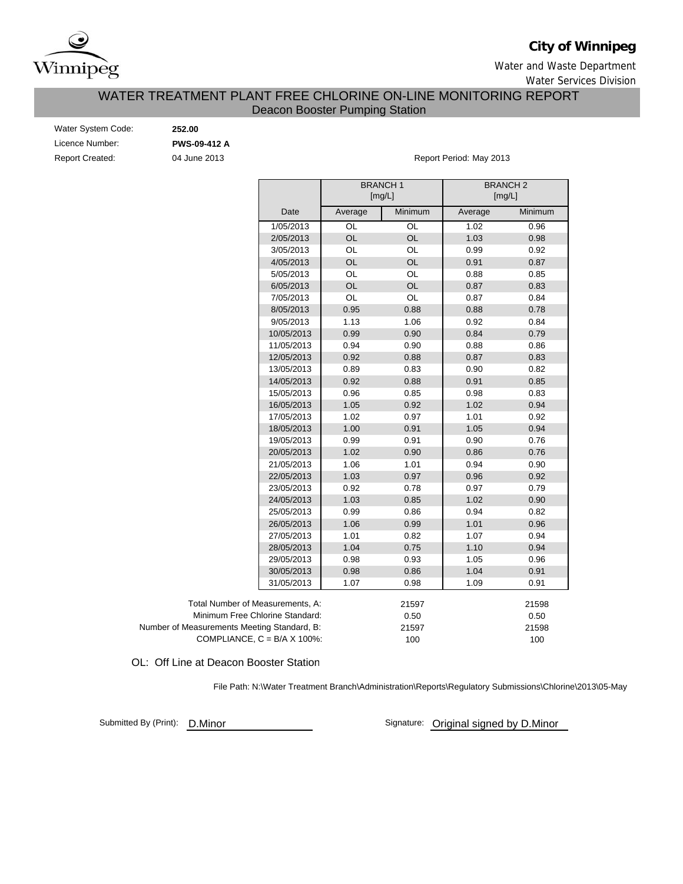**City of Winnipeg**

Water and Waste Department

Water Services Division

# WATER TREATMENT PLANT FREE CHLORINE ON-LINE MONITORING REPORT

## Deacon Booster Pumping Station

Water System Code: **252.00**

Licence Number: **PWS-09-412 A**

Report Created: 04 June 2013

Report Period: May 2013

| | BRANCH 1 [mg/L] | | BRANCH 2 [mg/L] | |
|---|---|---|---|---|
| Date | Average | Minimum | Average | Minimum |
| 1/05/2013 | OL | OL | 1.02 | 0.96 |
| 2/05/2013 | OL | OL | 1.03 | 0.98 |
| 3/05/2013 | OL | OL | 0.99 | 0.92 |
| 4/05/2013 | OL | OL | 0.91 | 0.87 |
| 5/05/2013 | OL | OL | 0.88 | 0.85 |
| 6/05/2013 | OL | OL | 0.87 | 0.83 |
| 7/05/2013 | OL | OL | 0.87 | 0.84 |
| 8/05/2013 | 0.95 | 0.88 | 0.88 | 0.78 |
| 9/05/2013 | 1.13 | 1.06 | 0.92 | 0.84 |
| 10/05/2013 | 0.99 | 0.90 | 0.84 | 0.79 |
| 11/05/2013 | 0.94 | 0.90 | 0.88 | 0.86 |
| 12/05/2013 | 0.92 | 0.88 | 0.87 | 0.83 |
| 13/05/2013 | 0.89 | 0.83 | 0.90 | 0.82 |
| 14/05/2013 | 0.92 | 0.88 | 0.91 | 0.85 |
| 15/05/2013 | 0.96 | 0.85 | 0.98 | 0.83 |
| 16/05/2013 | 1.05 | 0.92 | 1.02 | 0.94 |
| 17/05/2013 | 1.02 | 0.97 | 1.01 | 0.92 |
| 18/05/2013 | 1.00 | 0.91 | 1.05 | 0.94 |
| 19/05/2013 | 0.99 | 0.91 | 0.90 | 0.76 |
| 20/05/2013 | 1.02 | 0.90 | 0.86 | 0.76 |
| 21/05/2013 | 1.06 | 1.01 | 0.94 | 0.90 |
| 22/05/2013 | 1.03 | 0.97 | 0.96 | 0.92 |
| 23/05/2013 | 0.92 | 0.78 | 0.97 | 0.79 |
| 24/05/2013 | 1.03 | 0.85 | 1.02 | 0.90 |
| 25/05/2013 | 0.99 | 0.86 | 0.94 | 0.82 |
| 26/05/2013 | 1.06 | 0.99 | 1.01 | 0.96 |
| 27/05/2013 | 1.01 | 0.82 | 1.07 | 0.94 |
| 28/05/2013 | 1.04 | 0.75 | 1.10 | 0.94 |
| 29/05/2013 | 0.98 | 0.93 | 1.05 | 0.96 |
| 30/05/2013 | 0.98 | 0.86 | 1.04 | 0.91 |
| 31/05/2013 | 1.07 | 0.98 | 1.09 | 0.91 |

| | Branch 1 | Branch 2 |
|---|---|---|
| Total Number of Measurements, A: | 21597 | 21598 |
| Minimum Free Chlorine Standard: | 0.50 | 0.50 |
| Number of Measurements Meeting Standard, B: | 21597 | 21598 |
| COMPLIANCE, C = B/A X 100%: | 100 | 100 |

OL: Off Line at Deacon Booster Station

File Path: N:\Water Treatment Branch\Administration\Reports\Regulatory Submissions\Chlorine\2013\05-May

Submitted By (Print): D.Minor

Signature: Original signed by D.Minor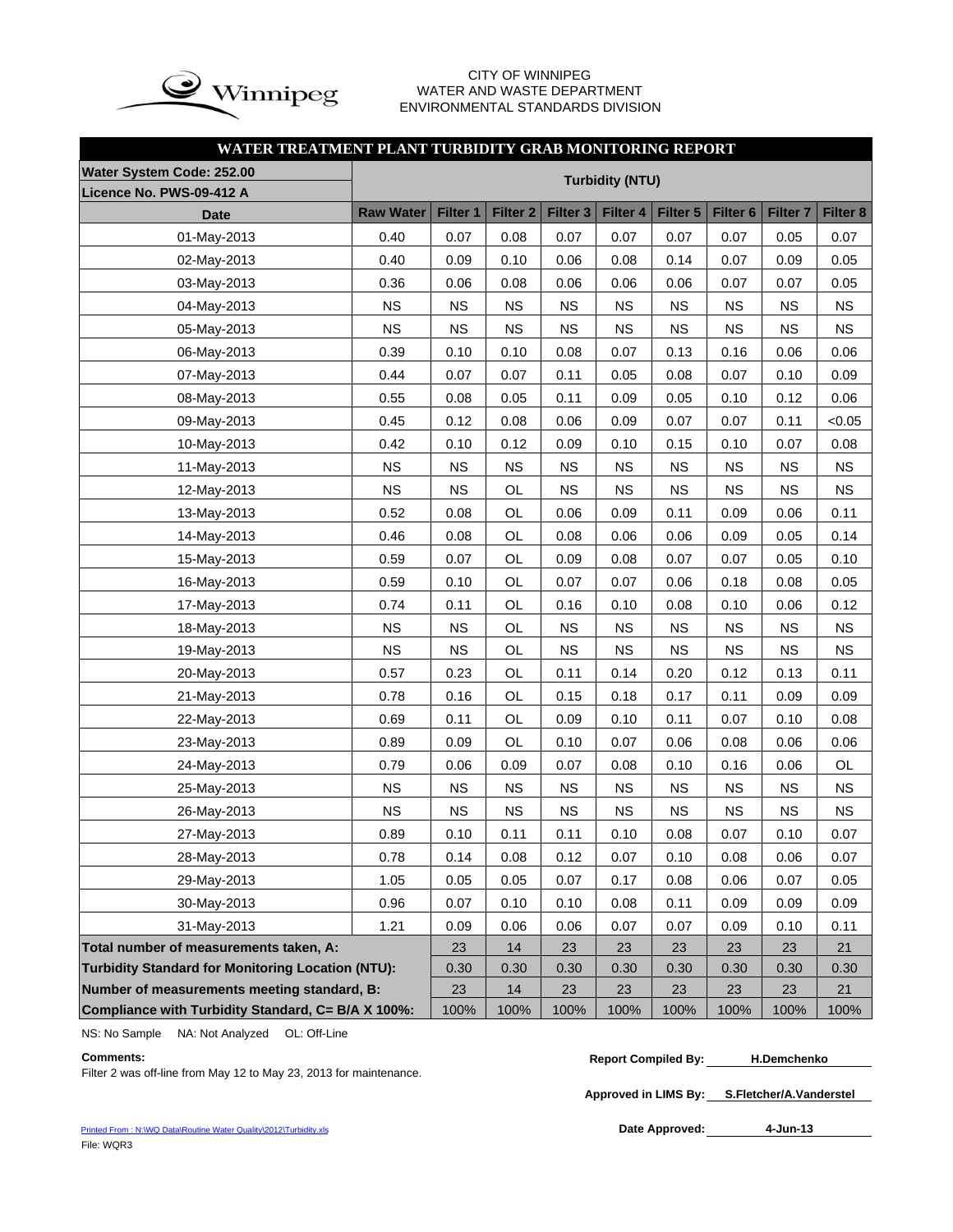CITY OF WINNIPEG
WATER AND WASTE DEPARTMENT
ENVIRONMENTAL STANDARDS DIVISION

## WATER TREATMENT PLANT TURBIDITY GRAB MONITORING REPORT

| Water System Code: 252.00<br>Licence No. PWS-09-412 A | Turbidity (NTU) | | | | | | | | |
|---|---|---|---|---|---|---|---|---|---|
| **Date** | **Raw Water** | **Filter 1** | **Filter 2** | **Filter 3** | **Filter 4** | **Filter 5** | **Filter 6** | **Filter 7** | **Filter 8** |
| 01-May-2013 | 0.40 | 0.07 | 0.08 | 0.07 | 0.07 | 0.07 | 0.07 | 0.05 | 0.07 |
| 02-May-2013 | 0.40 | 0.09 | 0.10 | 0.06 | 0.08 | 0.14 | 0.07 | 0.09 | 0.05 |
| 03-May-2013 | 0.36 | 0.06 | 0.08 | 0.06 | 0.06 | 0.06 | 0.07 | 0.07 | 0.05 |
| 04-May-2013 | NS | NS | NS | NS | NS | NS | NS | NS | NS |
| 05-May-2013 | NS | NS | NS | NS | NS | NS | NS | NS | NS |
| 06-May-2013 | 0.39 | 0.10 | 0.10 | 0.08 | 0.07 | 0.13 | 0.16 | 0.06 | 0.06 |
| 07-May-2013 | 0.44 | 0.07 | 0.07 | 0.11 | 0.05 | 0.08 | 0.07 | 0.10 | 0.09 |
| 08-May-2013 | 0.55 | 0.08 | 0.05 | 0.11 | 0.09 | 0.05 | 0.10 | 0.12 | 0.06 |
| 09-May-2013 | 0.45 | 0.12 | 0.08 | 0.06 | 0.09 | 0.07 | 0.07 | 0.11 | <0.05 |
| 10-May-2013 | 0.42 | 0.10 | 0.12 | 0.09 | 0.10 | 0.15 | 0.10 | 0.07 | 0.08 |
| 11-May-2013 | NS | NS | NS | NS | NS | NS | NS | NS | NS |
| 12-May-2013 | NS | NS | OL | NS | NS | NS | NS | NS | NS |
| 13-May-2013 | 0.52 | 0.08 | OL | 0.06 | 0.09 | 0.11 | 0.09 | 0.06 | 0.11 |
| 14-May-2013 | 0.46 | 0.08 | OL | 0.08 | 0.06 | 0.06 | 0.09 | 0.05 | 0.14 |
| 15-May-2013 | 0.59 | 0.07 | OL | 0.09 | 0.08 | 0.07 | 0.07 | 0.05 | 0.10 |
| 16-May-2013 | 0.59 | 0.10 | OL | 0.07 | 0.07 | 0.06 | 0.18 | 0.08 | 0.05 |
| 17-May-2013 | 0.74 | 0.11 | OL | 0.16 | 0.10 | 0.08 | 0.10 | 0.06 | 0.12 |
| 18-May-2013 | NS | NS | OL | NS | NS | NS | NS | NS | NS |
| 19-May-2013 | NS | NS | OL | NS | NS | NS | NS | NS | NS |
| 20-May-2013 | 0.57 | 0.23 | OL | 0.11 | 0.14 | 0.20 | 0.12 | 0.13 | 0.11 |
| 21-May-2013 | 0.78 | 0.16 | OL | 0.15 | 0.18 | 0.17 | 0.11 | 0.09 | 0.09 |
| 22-May-2013 | 0.69 | 0.11 | OL | 0.09 | 0.10 | 0.11 | 0.07 | 0.10 | 0.08 |
| 23-May-2013 | 0.89 | 0.09 | OL | 0.10 | 0.07 | 0.06 | 0.08 | 0.06 | 0.06 |
| 24-May-2013 | 0.79 | 0.06 | 0.09 | 0.07 | 0.08 | 0.10 | 0.16 | 0.06 | OL |
| 25-May-2013 | NS | NS | NS | NS | NS | NS | NS | NS | NS |
| 26-May-2013 | NS | NS | NS | NS | NS | NS | NS | NS | NS |
| 27-May-2013 | 0.89 | 0.10 | 0.11 | 0.11 | 0.10 | 0.08 | 0.07 | 0.10 | 0.07 |
| 28-May-2013 | 0.78 | 0.14 | 0.08 | 0.12 | 0.07 | 0.10 | 0.08 | 0.06 | 0.07 |
| 29-May-2013 | 1.05 | 0.05 | 0.05 | 0.07 | 0.17 | 0.08 | 0.06 | 0.07 | 0.05 |
| 30-May-2013 | 0.96 | 0.07 | 0.10 | 0.10 | 0.08 | 0.11 | 0.09 | 0.09 | 0.09 |
| 31-May-2013 | 1.21 | 0.09 | 0.06 | 0.06 | 0.07 | 0.07 | 0.09 | 0.10 | 0.11 |
| **Total number of measurements taken, A:** | | 23 | 14 | 23 | 23 | 23 | 23 | 23 | 21 |
| **Turbidity Standard for Monitoring Location (NTU):** | | 0.30 | 0.30 | 0.30 | 0.30 | 0.30 | 0.30 | 0.30 | 0.30 |
| **Number of measurements meeting standard, B:** | | 23 | 14 | 23 | 23 | 23 | 23 | 23 | 21 |
| **Compliance with Turbidity Standard, C= B/A X 100%:** | | 100% | 100% | 100% | 100% | 100% | 100% | 100% | 100% |

NS: No Sample NA: Not Analyzed OL: Off-Line

**Comments:**
Filter 2 was off-line from May 12 to May 23, 2013 for maintenance.

**Report Compiled By:** H.Demchenko

**Approved in LIMS By:** S.Fletcher/A.Vanderstel

**Date Approved:** 4-Jun-13

Printed From : N:\WQ Data\Routine Water Quality\2012\Turbidity.xls
File: WQR3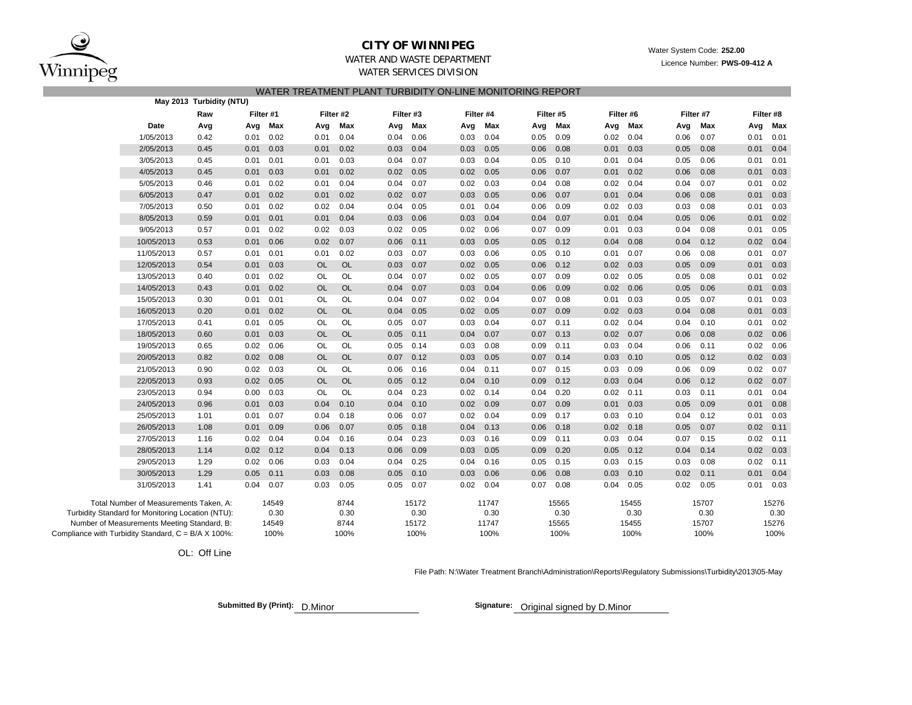# CITY OF WINNIPEG

WATER AND WASTE DEPARTMENT

WATER SERVICES DIVISION

Water System Code: **252.00**

Licence Number: **PWS-09-412 A**

## WATER TREATMENT PLANT TURBIDITY ON-LINE MONITORING REPORT

**May 2013 Turbidity (NTU)**

| | Raw | Filter #1 | | Filter #2 | | Filter #3 | | Filter #4 | | Filter #5 | | Filter #6 | | Filter #7 | | Filter #8 | |
|---|---|---|---|---|---|---|---|---|---|---|---|---|---|---|---|---|---|
| **Date** | **Avg** | **Avg** | **Max** | **Avg** | **Max** | **Avg** | **Max** | **Avg** | **Max** | **Avg** | **Max** | **Avg** | **Max** | **Avg** | **Max** | **Avg** | **Max** |
| 1/05/2013 | 0.42 | 0.01 | 0.02 | 0.01 | 0.04 | 0.04 | 0.06 | 0.03 | 0.04 | 0.05 | 0.09 | 0.02 | 0.04 | 0.06 | 0.07 | 0.01 | 0.01 |
| 2/05/2013 | 0.45 | 0.01 | 0.03 | 0.01 | 0.02 | 0.03 | 0.04 | 0.03 | 0.05 | 0.06 | 0.08 | 0.01 | 0.03 | 0.05 | 0.08 | 0.01 | 0.04 |
| 3/05/2013 | 0.45 | 0.01 | 0.01 | 0.01 | 0.03 | 0.04 | 0.07 | 0.03 | 0.04 | 0.05 | 0.10 | 0.01 | 0.04 | 0.05 | 0.06 | 0.01 | 0.01 |
| 4/05/2013 | 0.45 | 0.01 | 0.03 | 0.01 | 0.02 | 0.02 | 0.05 | 0.02 | 0.05 | 0.06 | 0.07 | 0.01 | 0.02 | 0.06 | 0.08 | 0.01 | 0.03 |
| 5/05/2013 | 0.46 | 0.01 | 0.02 | 0.01 | 0.04 | 0.04 | 0.07 | 0.02 | 0.03 | 0.04 | 0.08 | 0.02 | 0.04 | 0.04 | 0.07 | 0.01 | 0.02 |
| 6/05/2013 | 0.47 | 0.01 | 0.02 | 0.01 | 0.02 | 0.02 | 0.07 | 0.03 | 0.05 | 0.06 | 0.07 | 0.01 | 0.04 | 0.06 | 0.08 | 0.01 | 0.03 |
| 7/05/2013 | 0.50 | 0.01 | 0.02 | 0.02 | 0.04 | 0.04 | 0.05 | 0.01 | 0.04 | 0.06 | 0.09 | 0.02 | 0.03 | 0.03 | 0.08 | 0.01 | 0.03 |
| 8/05/2013 | 0.59 | 0.01 | 0.01 | 0.01 | 0.04 | 0.03 | 0.06 | 0.03 | 0.04 | 0.04 | 0.07 | 0.01 | 0.04 | 0.05 | 0.06 | 0.01 | 0.02 |
| 9/05/2013 | 0.57 | 0.01 | 0.02 | 0.02 | 0.03 | 0.02 | 0.05 | 0.02 | 0.06 | 0.07 | 0.09 | 0.01 | 0.03 | 0.04 | 0.08 | 0.01 | 0.05 |
| 10/05/2013 | 0.53 | 0.01 | 0.06 | 0.02 | 0.07 | 0.06 | 0.11 | 0.03 | 0.05 | 0.05 | 0.12 | 0.04 | 0.08 | 0.04 | 0.12 | 0.02 | 0.04 |
| 11/05/2013 | 0.57 | 0.01 | 0.01 | 0.01 | 0.02 | 0.03 | 0.07 | 0.03 | 0.06 | 0.05 | 0.10 | 0.01 | 0.07 | 0.06 | 0.08 | 0.01 | 0.07 |
| 12/05/2013 | 0.54 | 0.01 | 0.03 | OL | OL | 0.03 | 0.07 | 0.02 | 0.05 | 0.06 | 0.12 | 0.02 | 0.03 | 0.05 | 0.09 | 0.01 | 0.03 |
| 13/05/2013 | 0.40 | 0.01 | 0.02 | OL | OL | 0.04 | 0.07 | 0.02 | 0.05 | 0.07 | 0.09 | 0.02 | 0.05 | 0.05 | 0.08 | 0.01 | 0.02 |
| 14/05/2013 | 0.43 | 0.01 | 0.02 | OL | OL | 0.04 | 0.07 | 0.03 | 0.04 | 0.06 | 0.09 | 0.02 | 0.06 | 0.05 | 0.06 | 0.01 | 0.03 |
| 15/05/2013 | 0.30 | 0.01 | 0.01 | OL | OL | 0.04 | 0.07 | 0.02 | 0.04 | 0.07 | 0.08 | 0.01 | 0.03 | 0.05 | 0.07 | 0.01 | 0.03 |
| 16/05/2013 | 0.20 | 0.01 | 0.02 | OL | OL | 0.04 | 0.05 | 0.02 | 0.05 | 0.07 | 0.09 | 0.02 | 0.03 | 0.04 | 0.08 | 0.01 | 0.03 |
| 17/05/2013 | 0.41 | 0.01 | 0.05 | OL | OL | 0.05 | 0.07 | 0.03 | 0.04 | 0.07 | 0.11 | 0.02 | 0.04 | 0.04 | 0.10 | 0.01 | 0.02 |
| 18/05/2013 | 0.60 | 0.01 | 0.03 | OL | OL | 0.05 | 0.11 | 0.04 | 0.07 | 0.07 | 0.13 | 0.02 | 0.07 | 0.06 | 0.08 | 0.02 | 0.06 |
| 19/05/2013 | 0.65 | 0.02 | 0.06 | OL | OL | 0.05 | 0.14 | 0.03 | 0.08 | 0.09 | 0.11 | 0.03 | 0.04 | 0.06 | 0.11 | 0.02 | 0.06 |
| 20/05/2013 | 0.82 | 0.02 | 0.08 | OL | OL | 0.07 | 0.12 | 0.03 | 0.05 | 0.07 | 0.14 | 0.03 | 0.10 | 0.05 | 0.12 | 0.02 | 0.03 |
| 21/05/2013 | 0.90 | 0.02 | 0.03 | OL | OL | 0.06 | 0.16 | 0.04 | 0.11 | 0.07 | 0.15 | 0.03 | 0.09 | 0.06 | 0.09 | 0.02 | 0.07 |
| 22/05/2013 | 0.93 | 0.02 | 0.05 | OL | OL | 0.05 | 0.12 | 0.04 | 0.10 | 0.09 | 0.12 | 0.03 | 0.04 | 0.06 | 0.12 | 0.02 | 0.07 |
| 23/05/2013 | 0.94 | 0.00 | 0.03 | OL | OL | 0.04 | 0.23 | 0.02 | 0.14 | 0.04 | 0.20 | 0.02 | 0.11 | 0.03 | 0.11 | 0.01 | 0.04 |
| 24/05/2013 | 0.96 | 0.01 | 0.03 | 0.04 | 0.10 | 0.04 | 0.10 | 0.02 | 0.09 | 0.07 | 0.09 | 0.01 | 0.03 | 0.05 | 0.09 | 0.01 | 0.08 |
| 25/05/2013 | 1.01 | 0.01 | 0.07 | 0.04 | 0.18 | 0.06 | 0.07 | 0.02 | 0.04 | 0.09 | 0.17 | 0.03 | 0.10 | 0.04 | 0.12 | 0.01 | 0.03 |
| 26/05/2013 | 1.08 | 0.01 | 0.09 | 0.06 | 0.07 | 0.05 | 0.18 | 0.04 | 0.13 | 0.06 | 0.18 | 0.02 | 0.18 | 0.05 | 0.07 | 0.02 | 0.11 |
| 27/05/2013 | 1.16 | 0.02 | 0.04 | 0.04 | 0.16 | 0.04 | 0.23 | 0.03 | 0.16 | 0.09 | 0.11 | 0.03 | 0.04 | 0.07 | 0.15 | 0.02 | 0.11 |
| 28/05/2013 | 1.14 | 0.02 | 0.12 | 0.04 | 0.13 | 0.06 | 0.09 | 0.03 | 0.05 | 0.09 | 0.20 | 0.05 | 0.12 | 0.04 | 0.14 | 0.02 | 0.03 |
| 29/05/2013 | 1.29 | 0.02 | 0.06 | 0.03 | 0.04 | 0.04 | 0.25 | 0.04 | 0.16 | 0.05 | 0.15 | 0.03 | 0.15 | 0.03 | 0.08 | 0.02 | 0.11 |
| 30/05/2013 | 1.29 | 0.05 | 0.11 | 0.03 | 0.08 | 0.05 | 0.10 | 0.03 | 0.06 | 0.06 | 0.08 | 0.03 | 0.10 | 0.02 | 0.11 | 0.01 | 0.04 |
| 31/05/2013 | 1.41 | 0.04 | 0.07 | 0.03 | 0.05 | 0.05 | 0.07 | 0.02 | 0.04 | 0.07 | 0.08 | 0.04 | 0.05 | 0.02 | 0.05 | 0.01 | 0.03 |
| Total Number of Measurements Taken, A: | | | 14549 | | 8744 | | 15172 | | 11747 | | 15565 | | 15455 | | 15707 | | 15276 |
| Turbidity Standard for Monitoring Location (NTU): | | | 0.30 | | 0.30 | | 0.30 | | 0.30 | | 0.30 | | 0.30 | | 0.30 | | 0.30 |
| Number of Measurements Meeting Standard, B: | | | 14549 | | 8744 | | 15172 | | 11747 | | 15565 | | 15455 | | 15707 | | 15276 |
| Compliance with Turbidity Standard, C = B/A X 100%: | | | 100% | | 100% | | 100% | | 100% | | 100% | | 100% | | 100% | | 100% |

OL: Off Line

File Path: N:\Water Treatment Branch\Administration\Reports\Regulatory Submissions\Turbidity\2013\05-May

**Submitted By (Print):** D.Minor

**Signature:** Original signed by D.Minor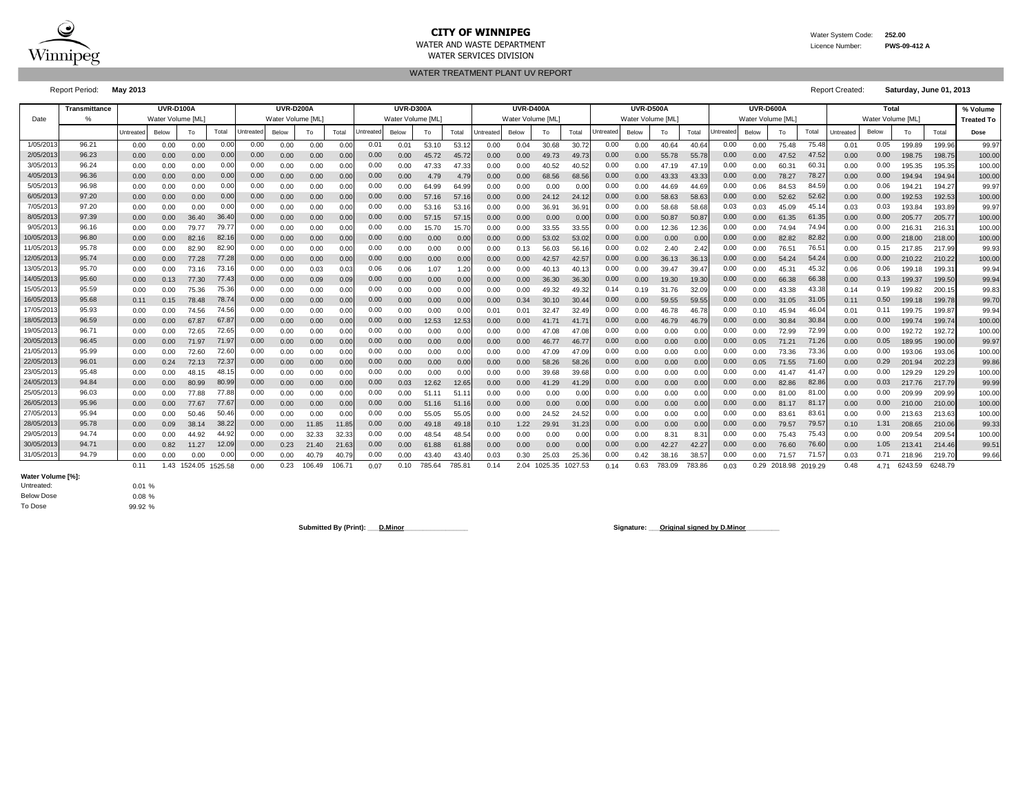# CITY OF WINNIPEG

WATER AND WASTE DEPARTMENT

WATER SERVICES DIVISION

Water System Code: **252.00**

Licence Number: **PWS-09-412 A**

## WATER TREATMENT PLANT UV REPORT

Report Period: **May 2013**

Report Created: **Saturday, June 01, 2013**

| Date | Transmittance | UVR-D100A | | | | UVR-D200A | | | | UVR-D300A | | | | UVR-D400A | | | | UVR-D500A | | | | UVR-D600A | | | | Total | | | | % Volume |
|---|---|---|---|---|---|---|---|---|---|---|---|---|---|---|---|---|---|---|---|---|---|---|---|---|---|---|---|---|---|---|
| | % | Water Volume [ML] | | | | Water Volume [ML] | | | | Water Volume [ML] | | | | Water Volume [ML] | | | | Water Volume [ML] | | | | Water Volume [ML] | | | | Water Volume [ML] | | | | Treated To |
| | | Untreated | Below | To | Total | Untreated | Below | To | Total | Untreated | Below | To | Total | Untreated | Below | To | Total | Untreated | Below | To | Total | Untreated | Below | To | Total | Untreated | Below | To | Total | Dose |
| 1/05/2013 | 96.21 | 0.00 | 0.00 | 0.00 | 0.00 | 0.00 | 0.00 | 0.00 | 0.00 | 0.01 | 0.01 | 53.10 | 53.12 | 0.00 | 0.04 | 30.68 | 30.72 | 0.00 | 0.00 | 40.64 | 40.64 | 0.00 | 0.00 | 75.48 | 75.48 | 0.01 | 0.05 | 199.89 | 199.96 | 99.97 |
| 2/05/2013 | 96.23 | 0.00 | 0.00 | 0.00 | 0.00 | 0.00 | 0.00 | 0.00 | 0.00 | 0.00 | 0.00 | 45.72 | 45.72 | 0.00 | 0.00 | 49.73 | 49.73 | 0.00 | 0.00 | 55.78 | 55.78 | 0.00 | 0.00 | 47.52 | 47.52 | 0.00 | 0.00 | 198.75 | 198.75 | 100.00 |
| 3/05/2013 | 96.24 | 0.00 | 0.00 | 0.00 | 0.00 | 0.00 | 0.00 | 0.00 | 0.00 | 0.00 | 0.00 | 47.33 | 47.33 | 0.00 | 0.00 | 40.52 | 40.52 | 0.00 | 0.00 | 47.19 | 47.19 | 0.00 | 0.00 | 60.31 | 60.31 | 0.00 | 0.00 | 195.35 | 195.35 | 100.00 |
| 4/05/2013 | 96.36 | 0.00 | 0.00 | 0.00 | 0.00 | 0.00 | 0.00 | 0.00 | 0.00 | 0.00 | 0.00 | 4.79 | 4.79 | 0.00 | 0.00 | 68.56 | 68.56 | 0.00 | 0.00 | 43.33 | 43.33 | 0.00 | 0.00 | 78.27 | 78.27 | 0.00 | 0.00 | 194.94 | 194.94 | 100.00 |
| 5/05/2013 | 96.98 | 0.00 | 0.00 | 0.00 | 0.00 | 0.00 | 0.00 | 0.00 | 0.00 | 0.00 | 0.00 | 64.99 | 64.99 | 0.00 | 0.00 | 0.00 | 0.00 | 0.00 | 0.00 | 44.69 | 44.69 | 0.00 | 0.06 | 84.53 | 84.59 | 0.00 | 0.06 | 194.21 | 194.27 | 99.97 |
| 6/05/2013 | 97.20 | 0.00 | 0.00 | 0.00 | 0.00 | 0.00 | 0.00 | 0.00 | 0.00 | 0.00 | 0.00 | 57.16 | 57.16 | 0.00 | 0.00 | 24.12 | 24.12 | 0.00 | 0.00 | 58.63 | 58.63 | 0.00 | 0.00 | 52.62 | 52.62 | 0.00 | 0.00 | 192.53 | 192.53 | 100.00 |
| 7/05/2013 | 97.20 | 0.00 | 0.00 | 0.00 | 0.00 | 0.00 | 0.00 | 0.00 | 0.00 | 0.00 | 0.00 | 53.16 | 53.16 | 0.00 | 0.00 | 36.91 | 36.91 | 0.00 | 0.00 | 58.68 | 58.68 | 0.03 | 0.03 | 45.09 | 45.14 | 0.03 | 0.03 | 193.84 | 193.89 | 99.97 |
| 8/05/2013 | 97.39 | 0.00 | 0.00 | 36.40 | 36.40 | 0.00 | 0.00 | 0.00 | 0.00 | 0.00 | 0.00 | 57.15 | 57.15 | 0.00 | 0.00 | 0.00 | 0.00 | 0.00 | 0.00 | 50.87 | 50.87 | 0.00 | 0.00 | 61.35 | 61.35 | 0.00 | 0.00 | 205.77 | 205.77 | 100.00 |
| 9/05/2013 | 96.16 | 0.00 | 0.00 | 79.77 | 79.77 | 0.00 | 0.00 | 0.00 | 0.00 | 0.00 | 0.00 | 15.70 | 15.70 | 0.00 | 0.00 | 33.55 | 33.55 | 0.00 | 0.00 | 12.36 | 12.36 | 0.00 | 0.00 | 74.94 | 74.94 | 0.00 | 0.00 | 216.31 | 216.31 | 100.00 |
| 10/05/2013 | 96.80 | 0.00 | 0.00 | 82.16 | 82.16 | 0.00 | 0.00 | 0.00 | 0.00 | 0.00 | 0.00 | 0.00 | 0.00 | 0.00 | 0.00 | 53.02 | 53.02 | 0.00 | 0.00 | 0.00 | 0.00 | 0.00 | 0.00 | 82.82 | 82.82 | 0.00 | 0.00 | 218.00 | 218.00 | 100.00 |
| 11/05/2013 | 95.78 | 0.00 | 0.00 | 82.90 | 82.90 | 0.00 | 0.00 | 0.00 | 0.00 | 0.00 | 0.00 | 0.00 | 0.00 | 0.00 | 0.13 | 56.03 | 56.16 | 0.00 | 0.02 | 2.40 | 2.42 | 0.00 | 0.00 | 76.51 | 76.51 | 0.00 | 0.15 | 217.85 | 217.99 | 99.93 |
| 12/05/2013 | 95.74 | 0.00 | 0.00 | 77.28 | 77.28 | 0.00 | 0.00 | 0.00 | 0.00 | 0.00 | 0.00 | 0.00 | 0.00 | 0.00 | 0.00 | 42.57 | 42.57 | 0.00 | 0.00 | 36.13 | 36.13 | 0.00 | 0.00 | 54.24 | 54.24 | 0.00 | 0.00 | 210.22 | 210.22 | 100.00 |
| 13/05/2013 | 95.70 | 0.00 | 0.00 | 73.16 | 73.16 | 0.00 | 0.00 | 0.03 | 0.03 | 0.06 | 0.06 | 1.07 | 1.20 | 0.00 | 0.00 | 40.13 | 40.13 | 0.00 | 0.00 | 39.47 | 39.47 | 0.00 | 0.00 | 45.31 | 45.32 | 0.06 | 0.06 | 199.18 | 199.31 | 99.94 |
| 14/05/2013 | 95.60 | 0.00 | 0.13 | 77.30 | 77.43 | 0.00 | 0.00 | 0.09 | 0.09 | 0.00 | 0.00 | 0.00 | 0.00 | 0.00 | 0.00 | 36.30 | 36.30 | 0.00 | 0.00 | 19.30 | 19.30 | 0.00 | 0.00 | 66.38 | 66.38 | 0.00 | 0.13 | 199.37 | 199.50 | 99.94 |
| 15/05/2013 | 95.59 | 0.00 | 0.00 | 75.36 | 75.36 | 0.00 | 0.00 | 0.00 | 0.00 | 0.00 | 0.00 | 0.00 | 0.00 | 0.00 | 0.00 | 49.32 | 49.32 | 0.14 | 0.19 | 31.76 | 32.09 | 0.00 | 0.00 | 43.38 | 43.38 | 0.14 | 0.19 | 199.82 | 200.15 | 99.83 |
| 16/05/2013 | 95.68 | 0.11 | 0.15 | 78.48 | 78.74 | 0.00 | 0.00 | 0.00 | 0.00 | 0.00 | 0.00 | 0.00 | 0.00 | 0.00 | 0.34 | 30.10 | 30.44 | 0.00 | 0.00 | 59.55 | 59.55 | 0.00 | 0.00 | 31.05 | 31.05 | 0.11 | 0.50 | 199.18 | 199.78 | 99.70 |
| 17/05/2013 | 95.93 | 0.00 | 0.00 | 74.56 | 74.56 | 0.00 | 0.00 | 0.00 | 0.00 | 0.00 | 0.00 | 0.00 | 0.00 | 0.01 | 0.01 | 32.47 | 32.49 | 0.00 | 0.00 | 46.78 | 46.78 | 0.00 | 0.10 | 45.94 | 46.04 | 0.01 | 0.11 | 199.75 | 199.87 | 99.94 |
| 18/05/2013 | 96.59 | 0.00 | 0.00 | 67.87 | 67.87 | 0.00 | 0.00 | 0.00 | 0.00 | 0.00 | 0.00 | 12.53 | 12.53 | 0.00 | 0.00 | 41.71 | 41.71 | 0.00 | 0.00 | 46.79 | 46.79 | 0.00 | 0.00 | 30.84 | 30.84 | 0.00 | 0.00 | 199.74 | 199.74 | 100.00 |
| 19/05/2013 | 96.71 | 0.00 | 0.00 | 72.65 | 72.65 | 0.00 | 0.00 | 0.00 | 0.00 | 0.00 | 0.00 | 0.00 | 0.00 | 0.00 | 0.00 | 47.08 | 47.08 | 0.00 | 0.00 | 0.00 | 0.00 | 0.00 | 0.00 | 72.99 | 72.99 | 0.00 | 0.00 | 192.72 | 192.72 | 100.00 |
| 20/05/2013 | 96.45 | 0.00 | 0.00 | 71.97 | 71.97 | 0.00 | 0.00 | 0.00 | 0.00 | 0.00 | 0.00 | 0.00 | 0.00 | 0.00 | 0.00 | 46.77 | 46.77 | 0.00 | 0.00 | 0.00 | 0.00 | 0.00 | 0.05 | 71.21 | 71.26 | 0.00 | 0.05 | 189.95 | 190.00 | 99.97 |
| 21/05/2013 | 95.99 | 0.00 | 0.00 | 72.60 | 72.60 | 0.00 | 0.00 | 0.00 | 0.00 | 0.00 | 0.00 | 0.00 | 0.00 | 0.00 | 0.00 | 47.09 | 47.09 | 0.00 | 0.00 | 0.00 | 0.00 | 0.00 | 0.00 | 73.36 | 73.36 | 0.00 | 0.00 | 193.06 | 193.06 | 100.00 |
| 22/05/2013 | 96.01 | 0.00 | 0.24 | 72.13 | 72.37 | 0.00 | 0.00 | 0.00 | 0.00 | 0.00 | 0.00 | 0.00 | 0.00 | 0.00 | 0.00 | 58.26 | 58.26 | 0.00 | 0.00 | 0.00 | 0.00 | 0.00 | 0.05 | 71.55 | 71.60 | 0.00 | 0.29 | 201.94 | 202.23 | 99.86 |
| 23/05/2013 | 95.48 | 0.00 | 0.00 | 48.15 | 48.15 | 0.00 | 0.00 | 0.00 | 0.00 | 0.00 | 0.00 | 0.00 | 0.00 | 0.00 | 0.00 | 39.68 | 39.68 | 0.00 | 0.00 | 0.00 | 0.00 | 0.00 | 0.00 | 41.47 | 41.47 | 0.00 | 0.00 | 129.29 | 129.29 | 100.00 |
| 24/05/2013 | 94.84 | 0.00 | 0.00 | 80.99 | 80.99 | 0.00 | 0.00 | 0.00 | 0.00 | 0.00 | 0.03 | 12.62 | 12.65 | 0.00 | 0.00 | 41.29 | 41.29 | 0.00 | 0.00 | 0.00 | 0.00 | 0.00 | 0.00 | 82.86 | 82.86 | 0.00 | 0.03 | 217.76 | 217.79 | 99.99 |
| 25/05/2013 | 96.03 | 0.00 | 0.00 | 77.88 | 77.88 | 0.00 | 0.00 | 0.00 | 0.00 | 0.00 | 0.00 | 51.11 | 51.11 | 0.00 | 0.00 | 0.00 | 0.00 | 0.00 | 0.00 | 0.00 | 0.00 | 0.00 | 0.00 | 81.00 | 81.00 | 0.00 | 0.00 | 209.99 | 209.99 | 100.00 |
| 26/05/2013 | 95.96 | 0.00 | 0.00 | 77.67 | 77.67 | 0.00 | 0.00 | 0.00 | 0.00 | 0.00 | 0.00 | 51.16 | 51.16 | 0.00 | 0.00 | 0.00 | 0.00 | 0.00 | 0.00 | 0.00 | 0.00 | 0.00 | 0.00 | 81.17 | 81.17 | 0.00 | 0.00 | 210.00 | 210.00 | 100.00 |
| 27/05/2013 | 95.94 | 0.00 | 0.00 | 50.46 | 50.46 | 0.00 | 0.00 | 0.00 | 0.00 | 0.00 | 0.00 | 55.05 | 55.05 | 0.00 | 0.00 | 24.52 | 24.52 | 0.00 | 0.00 | 0.00 | 0.00 | 0.00 | 0.00 | 83.61 | 83.61 | 0.00 | 0.00 | 213.63 | 213.63 | 100.00 |
| 28/05/2013 | 95.78 | 0.00 | 0.09 | 38.14 | 38.22 | 0.00 | 0.00 | 11.85 | 11.85 | 0.00 | 0.00 | 49.18 | 49.18 | 0.10 | 1.22 | 29.91 | 31.23 | 0.00 | 0.00 | 0.00 | 0.00 | 0.00 | 0.00 | 79.57 | 79.57 | 0.10 | 1.31 | 208.65 | 210.06 | 99.33 |
| 29/05/2013 | 94.74 | 0.00 | 0.00 | 44.92 | 44.92 | 0.00 | 0.00 | 32.33 | 32.33 | 0.00 | 0.00 | 48.54 | 48.54 | 0.00 | 0.00 | 0.00 | 0.00 | 0.00 | 0.00 | 8.31 | 8.31 | 0.00 | 0.00 | 75.43 | 75.43 | 0.00 | 0.00 | 209.54 | 209.54 | 100.00 |
| 30/05/2013 | 94.71 | 0.00 | 0.82 | 11.27 | 12.09 | 0.00 | 0.23 | 21.40 | 21.63 | 0.00 | 0.00 | 61.88 | 61.88 | 0.00 | 0.00 | 0.00 | 0.00 | 0.00 | 0.00 | 42.27 | 42.27 | 0.00 | 0.00 | 76.60 | 76.60 | 0.00 | 1.05 | 213.41 | 214.46 | 99.51 |
| 31/05/2013 | 94.79 | 0.00 | 0.00 | 0.00 | 0.00 | 0.00 | 0.00 | 40.79 | 40.79 | 0.00 | 0.00 | 43.40 | 43.40 | 0.03 | 0.30 | 25.03 | 25.36 | 0.00 | 0.42 | 38.16 | 38.57 | 0.00 | 0.00 | 71.57 | 71.57 | 0.03 | 0.71 | 218.96 | 219.70 | 99.66 |
| | | 0.11 | 1.43 | 1524.05 | 1525.58 | 0.00 | 0.23 | 106.49 | 106.71 | 0.07 | 0.10 | 785.64 | 785.81 | 0.14 | 2.04 | 1025.35 | 1027.53 | 0.14 | 0.63 | 783.09 | 783.86 | 0.03 | 0.29 | 2018.98 | 2019.29 | 0.48 | 4.71 | 6243.59 | 6248.79 | |

**Water Volume [%]:**

| | |
|---|---|
| Untreated: | 0.01 % |
| Below Dose | 0.08 % |
| To Dose | 99.92 % |

**Submitted By (Print):** D.Minor

**Signature:** Original signed by D.Minor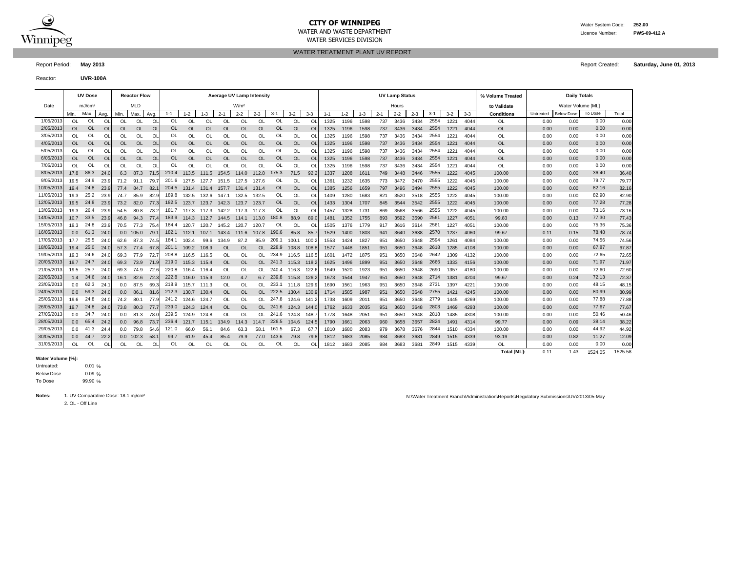# CITY OF WINNIPEG

WATER AND WASTE DEPARTMENT

WATER SERVICES DIVISION

Water System Code: **252.00**

Licence Number: **PWS-09-412 A**

## WATER TREATMENT PLANT UV REPORT

Report Period: **May 2013**

Report Created: **Saturday, June 01, 2013**

Reactor: **UVR-100A**

| Date | UV Dose mJ/cm² | | | Reactor Flow MLD | | | Average UV Lamp Intensity W/m² | | | | | | | | | UV Lamp Status Hours | | | | | | | | | % Volume Treated to Validate | Daily Totals Water Volume [ML] | | | |
|---|---|---|---|---|---|---|---|---|---|---|---|---|---|---|---|---|---|---|---|---|---|---|---|---|---|---|---|---|---|
| | Min. | Max. | Avg. | Min. | Max. | Avg. | 1-1 | 1-2 | 1-3 | 2-1 | 2-2 | 2-3 | 3-1 | 3-2 | 3-3 | 1-1 | 1-2 | 1-3 | 2-1 | 2-2 | 2-3 | 3-1 | 3-2 | 3-3 | Conditions | Untreated | Below Dose | To Dose | Total |
| 1/05/2013 | OL | OL | OL | OL | OL | OL | OL | OL | OL | OL | OL | OL | OL | OL | OL | 1325 | 1196 | 1598 | 737 | 3436 | 3434 | 2554 | 1221 | 4044 | OL | 0.00 | 0.00 | 0.00 | 0.00 |
| 2/05/2013 | OL | OL | OL | OL | OL | OL | OL | OL | OL | OL | OL | OL | OL | OL | OL | 1325 | 1196 | 1598 | 737 | 3436 | 3434 | 2554 | 1221 | 4044 | OL | 0.00 | 0.00 | 0.00 | 0.00 |
| 3/05/2013 | OL | OL | OL | OL | OL | OL | OL | OL | OL | OL | OL | OL | OL | OL | OL | 1325 | 1196 | 1598 | 737 | 3436 | 3434 | 2554 | 1221 | 4044 | OL | 0.00 | 0.00 | 0.00 | 0.00 |
| 4/05/2013 | OL | OL | OL | OL | OL | OL | OL | OL | OL | OL | OL | OL | OL | OL | OL | 1325 | 1196 | 1598 | 737 | 3436 | 3434 | 2554 | 1221 | 4044 | OL | 0.00 | 0.00 | 0.00 | 0.00 |
| 5/05/2013 | OL | OL | OL | OL | OL | OL | OL | OL | OL | OL | OL | OL | OL | OL | OL | 1325 | 1196 | 1598 | 737 | 3436 | 3434 | 2554 | 1221 | 4044 | OL | 0.00 | 0.00 | 0.00 | 0.00 |
| 6/05/2013 | OL | OL | OL | OL | OL | OL | OL | OL | OL | OL | OL | OL | OL | OL | OL | 1325 | 1196 | 1598 | 737 | 3436 | 3434 | 2554 | 1221 | 4044 | OL | 0.00 | 0.00 | 0.00 | 0.00 |
| 7/05/2013 | OL | OL | OL | OL | OL | OL | OL | OL | OL | OL | OL | OL | OL | OL | OL | 1325 | 1196 | 1598 | 737 | 3436 | 3434 | 2554 | 1221 | 4044 | OL | 0.00 | 0.00 | 0.00 | 0.00 |
| 8/05/2013 | 17.8 | 86.3 | 24.0 | 6.3 | 87.3 | 71.5 | 210.4 | 113.5 | 111.5 | 154.5 | 114.0 | 112.8 | 175.3 | 71.5 | 92.2 | 1337 | 1208 | 1611 | 749 | 3448 | 3446 | 2555 | 1222 | 4045 | 100.00 | 0.00 | 0.00 | 36.40 | 36.40 |
| 9/05/2013 | 19.5 | 24.9 | 23.9 | 71.2 | 91.1 | 79.7 | 201.6 | 127.5 | 127.7 | 151.5 | 127.5 | 127.6 | OL | OL | OL | 1361 | 1232 | 1635 | 773 | 3472 | 3470 | 2555 | 1222 | 4045 | 100.00 | 0.00 | 0.00 | 79.77 | 79.77 |
| 10/05/2013 | 19.4 | 24.8 | 23.9 | 77.4 | 84.7 | 82.1 | 204.5 | 131.4 | 131.4 | 157.7 | 131.4 | 131.4 | OL | OL | OL | 1385 | 1256 | 1659 | 797 | 3496 | 3494 | 2555 | 1222 | 4045 | 100.00 | 0.00 | 0.00 | 82.16 | 82.16 |
| 11/05/2013 | 19.3 | 25.2 | 23.9 | 74.7 | 85.9 | 82.9 | 189.8 | 132.5 | 132.6 | 147.1 | 132.5 | 132.5 | OL | OL | OL | 1409 | 1280 | 1683 | 821 | 3520 | 3518 | 2555 | 1222 | 4045 | 100.00 | 0.00 | 0.00 | 82.90 | 82.90 |
| 12/05/2013 | 19.5 | 24.8 | 23.9 | 73.2 | 82.0 | 77.3 | 182.5 | 123.7 | 123.7 | 142.3 | 123.7 | 123.7 | OL | OL | OL | 1433 | 1304 | 1707 | 845 | 3544 | 3542 | 2555 | 1222 | 4045 | 100.00 | 0.00 | 0.00 | 77.28 | 77.28 |
| 13/05/2013 | 19.3 | 26.4 | 23.9 | 54.5 | 80.8 | 73.2 | 181.7 | 117.3 | 117.3 | 142.2 | 117.3 | 117.3 | OL | OL | OL | 1457 | 1328 | 1731 | 869 | 3568 | 3566 | 2555 | 1222 | 4045 | 100.00 | 0.00 | 0.00 | 73.16 | 73.16 |
| 14/05/2013 | 10.7 | 33.5 | 23.9 | 46.8 | 94.3 | 77.4 | 183.9 | 114.3 | 112.7 | 144.5 | 114.1 | 113.0 | 180.8 | 88.9 | 89.0 | 1481 | 1352 | 1755 | 893 | 3592 | 3590 | 2561 | 1227 | 4051 | 99.83 | 0.00 | 0.13 | 77.30 | 77.43 |
| 15/05/2013 | 19.3 | 24.8 | 23.9 | 70.5 | 77.3 | 75.4 | 184.4 | 120.7 | 120.7 | 145.2 | 120.7 | 120.7 | OL | OL | OL | 1505 | 1376 | 1779 | 917 | 3616 | 3614 | 2561 | 1227 | 4051 | 100.00 | 0.00 | 0.00 | 75.36 | 75.36 |
| 16/05/2013 | 0.0 | 61.3 | 24.0 | 0.0 | 105.0 | 79.1 | 182.1 | 112.1 | 107.1 | 143.4 | 111.6 | 107.8 | 190.6 | 85.8 | 85.7 | 1529 | 1400 | 1803 | 941 | 3640 | 3638 | 2570 | 1237 | 4060 | 99.67 | 0.11 | 0.15 | 78.48 | 78.74 |
| 17/05/2013 | 17.7 | 25.5 | 24.0 | 62.6 | 87.3 | 74.5 | 184.1 | 102.4 | 99.6 | 134.9 | 87.2 | 85.9 | 209.1 | 100.1 | 100.2 | 1553 | 1424 | 1827 | 951 | 3650 | 3648 | 2594 | 1261 | 4084 | 100.00 | 0.00 | 0.00 | 74.56 | 74.56 |
| 18/05/2013 | 19.4 | 25.0 | 24.0 | 57.3 | 77.4 | 67.8 | 201.1 | 109.2 | 108.9 | OL | OL | OL | 228.9 | 108.8 | 108.8 | 1577 | 1448 | 1851 | 951 | 3650 | 3648 | 2618 | 1285 | 4108 | 100.00 | 0.00 | 0.00 | 67.87 | 67.87 |
| 19/05/2013 | 19.3 | 24.6 | 24.0 | 69.3 | 77.9 | 72.7 | 208.8 | 116.5 | 116.5 | OL | OL | OL | 234.9 | 116.5 | 116.5 | 1601 | 1472 | 1875 | 951 | 3650 | 3648 | 2642 | 1309 | 4132 | 100.00 | 0.00 | 0.00 | 72.65 | 72.65 |
| 20/05/2013 | 19.7 | 24.7 | 24.0 | 69.3 | 73.9 | 71.9 | 219.0 | 115.3 | 115.4 | OL | OL | OL | 241.3 | 115.3 | 118.2 | 1625 | 1496 | 1899 | 951 | 3650 | 3648 | 2666 | 1333 | 4156 | 100.00 | 0.00 | 0.00 | 71.97 | 71.97 |
| 21/05/2013 | 19.5 | 25.7 | 24.0 | 69.3 | 74.9 | 72.6 | 220.8 | 116.4 | 116.4 | OL | OL | OL | 240.4 | 116.3 | 122.6 | 1649 | 1520 | 1923 | 951 | 3650 | 3648 | 2690 | 1357 | 4180 | 100.00 | 0.00 | 0.00 | 72.60 | 72.60 |
| 22/05/2013 | 1.4 | 34.6 | 24.0 | 16.1 | 82.6 | 72.3 | 222.8 | 116.0 | 115.9 | 12.0 | 4.7 | 6.7 | 239.8 | 115.8 | 126.2 | 1673 | 1544 | 1947 | 951 | 3650 | 3648 | 2714 | 1381 | 4204 | 99.67 | 0.00 | 0.24 | 72.13 | 72.37 |
| 23/05/2013 | 0.0 | 62.3 | 24.1 | 0.0 | 87.5 | 69.3 | 218.9 | 115.7 | 111.3 | OL | OL | OL | 233.1 | 111.8 | 129.9 | 1690 | 1561 | 1963 | 951 | 3650 | 3648 | 2731 | 1397 | 4221 | 100.00 | 0.00 | 0.00 | 48.15 | 48.15 |
| 24/05/2013 | 0.0 | 59.3 | 24.0 | 0.0 | 86.1 | 81.6 | 212.3 | 130.7 | 130.4 | OL | OL | OL | 222.5 | 130.4 | 130.9 | 1714 | 1585 | 1987 | 951 | 3650 | 3648 | 2755 | 1421 | 4245 | 100.00 | 0.00 | 0.00 | 80.99 | 80.99 |
| 25/05/2013 | 19.6 | 24.8 | 24.0 | 74.2 | 80.1 | 77.9 | 241.2 | 124.6 | 124.7 | OL | OL | OL | 247.8 | 124.6 | 141.2 | 1738 | 1609 | 2011 | 951 | 3650 | 3648 | 2779 | 1445 | 4269 | 100.00 | 0.00 | 0.00 | 77.88 | 77.88 |
| 26/05/2013 | 19.7 | 24.8 | 24.0 | 73.8 | 80.3 | 77.7 | 239.0 | 124.3 | 124.4 | OL | OL | OL | 241.6 | 124.3 | 144.0 | 1762 | 1633 | 2035 | 951 | 3650 | 3648 | 2803 | 1469 | 4293 | 100.00 | 0.00 | 0.00 | 77.67 | 77.67 |
| 27/05/2013 | 0.0 | 34.7 | 24.0 | 0.0 | 81.3 | 78.0 | 239.5 | 124.9 | 124.8 | OL | OL | OL | 241.6 | 124.8 | 148.7 | 1778 | 1648 | 2051 | 951 | 3650 | 3648 | 2818 | 1485 | 4308 | 100.00 | 0.00 | 0.00 | 50.46 | 50.46 |
| 28/05/2013 | 0.0 | 65.4 | 24.2 | 0.0 | 96.8 | 73.7 | 236.4 | 121.7 | 115.1 | 134.9 | 114.3 | 114.7 | 226.5 | 104.6 | 124.5 | 1790 | 1661 | 2063 | 960 | 3658 | 3657 | 2824 | 1491 | 4314 | 99.77 | 0.00 | 0.09 | 38.14 | 38.22 |
| 29/05/2013 | 0.0 | 41.3 | 24.4 | 0.0 | 79.8 | 54.6 | 121.0 | 66.0 | 56.1 | 84.6 | 63.3 | 58.1 | 161.5 | 67.3 | 67.7 | 1810 | 1680 | 2083 | 979 | 3678 | 3676 | 2844 | 1510 | 4334 | 100.00 | 0.00 | 0.00 | 44.92 | 44.92 |
| 30/05/2013 | 0.0 | 44.7 | 22.2 | 0.0 | 102.3 | 58.1 | 99.7 | 61.9 | 45.4 | 85.4 | 79.9 | 77.0 | 143.6 | 79.8 | 79.8 | 1812 | 1683 | 2085 | 984 | 3683 | 3681 | 2849 | 1515 | 4339 | 93.19 | 0.00 | 0.82 | 11.27 | 12.09 |
| 31/05/2013 | OL | OL | OL | OL | OL | OL | OL | OL | OL | OL | OL | OL | OL | OL | OL | 1812 | 1683 | 2085 | 984 | 3683 | 3681 | 2849 | 1515 | 4339 | OL | 0.00 | 0.00 | 0.00 | 0.00 |
| | | | | | | | | | | | | | | | | | | | | | | | | | **Total [ML]:** | 0.11 | 1.43 | 1524.05 | 1525.58 |

**Water Volume [%]:**

Untreated: 0.01 %

Below Dose: 0.09 %

To Dose: 99.90 %

**Notes:**
1. UV Comparative Dose: 18.1 mj/cm²
2. OL - Off Line

N:\Water Treatment Branch\Administration\Reports\Regulatory Submissions\UV\2013\05-May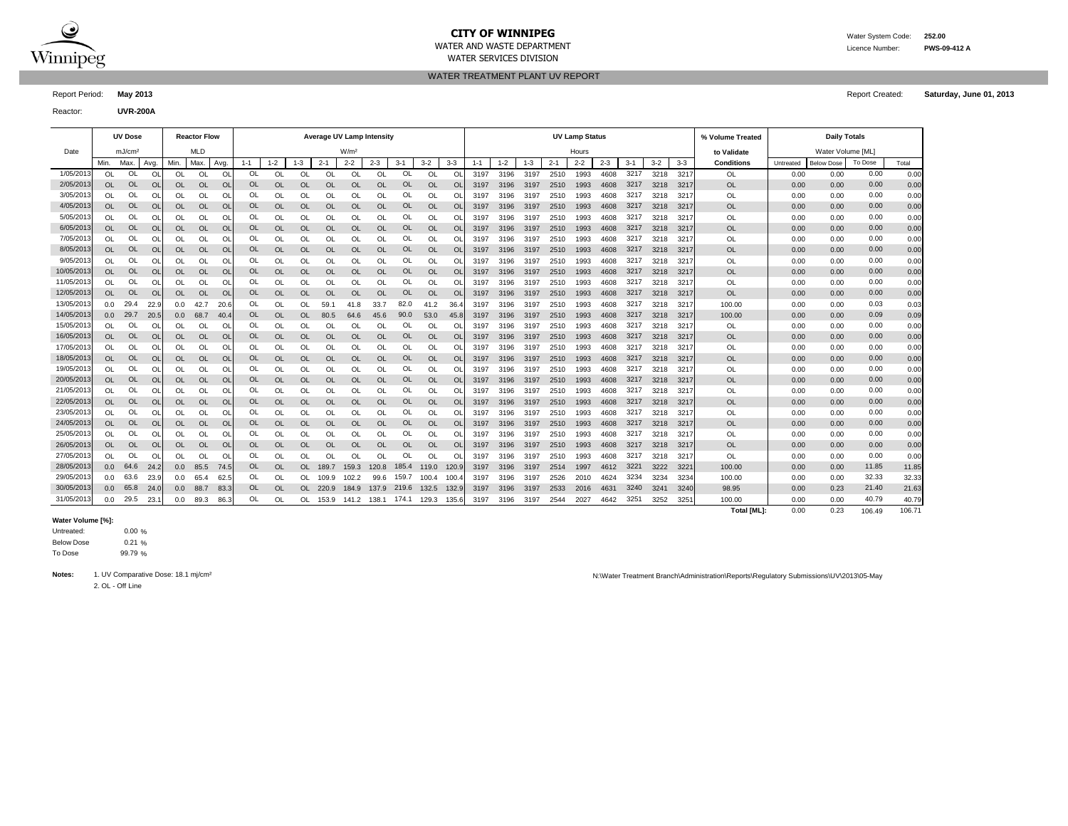# CITY OF WINNIPEG

WATER AND WASTE DEPARTMENT

WATER SERVICES DIVISION

Water System Code: **252.00**

Licence Number: **PWS-09-412 A**

## WATER TREATMENT PLANT UV REPORT

Report Period: **May 2013**

Report Created: **Saturday, June 01, 2013**

Reactor: **UVR-200A**

| Date | UV Dose mJ/cm² | | | Reactor Flow MLD | | | Average UV Lamp Intensity W/m² | | | | | | | | | UV Lamp Status Hours | | | | | | | | | % Volume Treated to Validate | Daily Totals Water Volume [ML] | | | |
|---|---|---|---|---|---|---|---|---|---|---|---|---|---|---|---|---|---|---|---|---|---|---|---|---|---|---|---|---|---|
| | Min. | Max. | Avg. | Min. | Max. | Avg. | 1-1 | 1-2 | 1-3 | 2-1 | 2-2 | 2-3 | 3-1 | 3-2 | 3-3 | 1-1 | 1-2 | 1-3 | 2-1 | 2-2 | 2-3 | 3-1 | 3-2 | 3-3 | Conditions | Untreated | Below Dose | To Dose | Total |
| 1/05/2013 | OL | OL | OL | OL | OL | OL | OL | OL | OL | OL | OL | OL | OL | OL | OL | 3197 | 3196 | 3197 | 2510 | 1993 | 4608 | 3217 | 3218 | 3217 | OL | 0.00 | 0.00 | 0.00 | 0.00 |
| 2/05/2013 | OL | OL | OL | OL | OL | OL | OL | OL | OL | OL | OL | OL | OL | OL | OL | 3197 | 3196 | 3197 | 2510 | 1993 | 4608 | 3217 | 3218 | 3217 | OL | 0.00 | 0.00 | 0.00 | 0.00 |
| 3/05/2013 | OL | OL | OL | OL | OL | OL | OL | OL | OL | OL | OL | OL | OL | OL | OL | 3197 | 3196 | 3197 | 2510 | 1993 | 4608 | 3217 | 3218 | 3217 | OL | 0.00 | 0.00 | 0.00 | 0.00 |
| 4/05/2013 | OL | OL | OL | OL | OL | OL | OL | OL | OL | OL | OL | OL | OL | OL | OL | 3197 | 3196 | 3197 | 2510 | 1993 | 4608 | 3217 | 3218 | 3217 | OL | 0.00 | 0.00 | 0.00 | 0.00 |
| 5/05/2013 | OL | OL | OL | OL | OL | OL | OL | OL | OL | OL | OL | OL | OL | OL | OL | 3197 | 3196 | 3197 | 2510 | 1993 | 4608 | 3217 | 3218 | 3217 | OL | 0.00 | 0.00 | 0.00 | 0.00 |
| 6/05/2013 | OL | OL | OL | OL | OL | OL | OL | OL | OL | OL | OL | OL | OL | OL | OL | 3197 | 3196 | 3197 | 2510 | 1993 | 4608 | 3217 | 3218 | 3217 | OL | 0.00 | 0.00 | 0.00 | 0.00 |
| 7/05/2013 | OL | OL | OL | OL | OL | OL | OL | OL | OL | OL | OL | OL | OL | OL | OL | 3197 | 3196 | 3197 | 2510 | 1993 | 4608 | 3217 | 3218 | 3217 | OL | 0.00 | 0.00 | 0.00 | 0.00 |
| 8/05/2013 | OL | OL | OL | OL | OL | OL | OL | OL | OL | OL | OL | OL | OL | OL | OL | 3197 | 3196 | 3197 | 2510 | 1993 | 4608 | 3217 | 3218 | 3217 | OL | 0.00 | 0.00 | 0.00 | 0.00 |
| 9/05/2013 | OL | OL | OL | OL | OL | OL | OL | OL | OL | OL | OL | OL | OL | OL | OL | 3197 | 3196 | 3197 | 2510 | 1993 | 4608 | 3217 | 3218 | 3217 | OL | 0.00 | 0.00 | 0.00 | 0.00 |
| 10/05/2013 | OL | OL | OL | OL | OL | OL | OL | OL | OL | OL | OL | OL | OL | OL | OL | 3197 | 3196 | 3197 | 2510 | 1993 | 4608 | 3217 | 3218 | 3217 | OL | 0.00 | 0.00 | 0.00 | 0.00 |
| 11/05/2013 | OL | OL | OL | OL | OL | OL | OL | OL | OL | OL | OL | OL | OL | OL | OL | 3197 | 3196 | 3197 | 2510 | 1993 | 4608 | 3217 | 3218 | 3217 | OL | 0.00 | 0.00 | 0.00 | 0.00 |
| 12/05/2013 | OL | OL | OL | OL | OL | OL | OL | OL | OL | OL | OL | OL | OL | OL | OL | 3197 | 3196 | 3197 | 2510 | 1993 | 4608 | 3217 | 3218 | 3217 | OL | 0.00 | 0.00 | 0.00 | 0.00 |
| 13/05/2013 | 0.0 | 29.4 | 22.9 | 0.0 | 42.7 | 20.6 | OL | OL | OL | 59.1 | 41.8 | 33.7 | 82.0 | 41.2 | 36.4 | 3197 | 3196 | 3197 | 2510 | 1993 | 4608 | 3217 | 3218 | 3217 | 100.00 | 0.00 | 0.00 | 0.03 | 0.03 |
| 14/05/2013 | 0.0 | 29.7 | 20.5 | 0.0 | 68.7 | 40.4 | OL | OL | OL | 80.5 | 64.6 | 45.6 | 90.0 | 53.0 | 45.8 | 3197 | 3196 | 3197 | 2510 | 1993 | 4608 | 3217 | 3218 | 3217 | 100.00 | 0.00 | 0.00 | 0.09 | 0.09 |
| 15/05/2013 | OL | OL | OL | OL | OL | OL | OL | OL | OL | OL | OL | OL | OL | OL | OL | 3197 | 3196 | 3197 | 2510 | 1993 | 4608 | 3217 | 3218 | 3217 | OL | 0.00 | 0.00 | 0.00 | 0.00 |
| 16/05/2013 | OL | OL | OL | OL | OL | OL | OL | OL | OL | OL | OL | OL | OL | OL | OL | 3197 | 3196 | 3197 | 2510 | 1993 | 4608 | 3217 | 3218 | 3217 | OL | 0.00 | 0.00 | 0.00 | 0.00 |
| 17/05/2013 | OL | OL | OL | OL | OL | OL | OL | OL | OL | OL | OL | OL | OL | OL | OL | 3197 | 3196 | 3197 | 2510 | 1993 | 4608 | 3217 | 3218 | 3217 | OL | 0.00 | 0.00 | 0.00 | 0.00 |
| 18/05/2013 | OL | OL | OL | OL | OL | OL | OL | OL | OL | OL | OL | OL | OL | OL | OL | 3197 | 3196 | 3197 | 2510 | 1993 | 4608 | 3217 | 3218 | 3217 | OL | 0.00 | 0.00 | 0.00 | 0.00 |
| 19/05/2013 | OL | OL | OL | OL | OL | OL | OL | OL | OL | OL | OL | OL | OL | OL | OL | 3197 | 3196 | 3197 | 2510 | 1993 | 4608 | 3217 | 3218 | 3217 | OL | 0.00 | 0.00 | 0.00 | 0.00 |
| 20/05/2013 | OL | OL | OL | OL | OL | OL | OL | OL | OL | OL | OL | OL | OL | OL | OL | 3197 | 3196 | 3197 | 2510 | 1993 | 4608 | 3217 | 3218 | 3217 | OL | 0.00 | 0.00 | 0.00 | 0.00 |
| 21/05/2013 | OL | OL | OL | OL | OL | OL | OL | OL | OL | OL | OL | OL | OL | OL | OL | 3197 | 3196 | 3197 | 2510 | 1993 | 4608 | 3217 | 3218 | 3217 | OL | 0.00 | 0.00 | 0.00 | 0.00 |
| 22/05/2013 | OL | OL | OL | OL | OL | OL | OL | OL | OL | OL | OL | OL | OL | OL | OL | 3197 | 3196 | 3197 | 2510 | 1993 | 4608 | 3217 | 3218 | 3217 | OL | 0.00 | 0.00 | 0.00 | 0.00 |
| 23/05/2013 | OL | OL | OL | OL | OL | OL | OL | OL | OL | OL | OL | OL | OL | OL | OL | 3197 | 3196 | 3197 | 2510 | 1993 | 4608 | 3217 | 3218 | 3217 | OL | 0.00 | 0.00 | 0.00 | 0.00 |
| 24/05/2013 | OL | OL | OL | OL | OL | OL | OL | OL | OL | OL | OL | OL | OL | OL | OL | 3197 | 3196 | 3197 | 2510 | 1993 | 4608 | 3217 | 3218 | 3217 | OL | 0.00 | 0.00 | 0.00 | 0.00 |
| 25/05/2013 | OL | OL | OL | OL | OL | OL | OL | OL | OL | OL | OL | OL | OL | OL | OL | 3197 | 3196 | 3197 | 2510 | 1993 | 4608 | 3217 | 3218 | 3217 | OL | 0.00 | 0.00 | 0.00 | 0.00 |
| 26/05/2013 | OL | OL | OL | OL | OL | OL | OL | OL | OL | OL | OL | OL | OL | OL | OL | 3197 | 3196 | 3197 | 2510 | 1993 | 4608 | 3217 | 3218 | 3217 | OL | 0.00 | 0.00 | 0.00 | 0.00 |
| 27/05/2013 | OL | OL | OL | OL | OL | OL | OL | OL | OL | OL | OL | OL | OL | OL | OL | 3197 | 3196 | 3197 | 2510 | 1993 | 4608 | 3217 | 3218 | 3217 | OL | 0.00 | 0.00 | 0.00 | 0.00 |
| 28/05/2013 | 0.0 | 64.6 | 24.2 | 0.0 | 85.5 | 74.5 | OL | OL | OL | 189.7 | 159.3 | 120.8 | 185.4 | 119.0 | 120.9 | 3197 | 3196 | 3197 | 2514 | 1997 | 4612 | 3221 | 3222 | 3221 | 100.00 | 0.00 | 0.00 | 11.85 | 11.85 |
| 29/05/2013 | 0.0 | 63.6 | 23.9 | 0.0 | 65.4 | 62.5 | OL | OL | OL | 109.9 | 102.2 | 99.6 | 159.7 | 100.4 | 100.4 | 3197 | 3196 | 3197 | 2526 | 2010 | 4624 | 3234 | 3234 | 3234 | 100.00 | 0.00 | 0.00 | 32.33 | 32.33 |
| 30/05/2013 | 0.0 | 65.8 | 24.0 | 0.0 | 88.7 | 83.3 | OL | OL | OL | 220.9 | 184.9 | 137.9 | 219.6 | 132.5 | 132.9 | 3197 | 3196 | 3197 | 2533 | 2016 | 4631 | 3240 | 3241 | 3240 | 98.95 | 0.00 | 0.23 | 21.40 | 21.63 |
| 31/05/2013 | 0.0 | 29.5 | 23.1 | 0.0 | 89.3 | 86.3 | OL | OL | OL | 153.9 | 141.2 | 138.1 | 174.1 | 129.3 | 135.6 | 3197 | 3196 | 3197 | 2544 | 2027 | 4642 | 3251 | 3252 | 3251 | 100.00 | 0.00 | 0.00 | 40.79 | 40.79 |
| | | | | | | | | | | | | | | | | | | | | | | | | | **Total [ML]:** | 0.00 | 0.23 | 106.49 | 106.71 |

**Water Volume [%]:**

Untreated: 0.00 %

Below Dose 0.21 %

To Dose 99.79 %

**Notes:** 1. UV Comparative Dose: 18.1 mj/cm²

2. OL - Off Line

N:\Water Treatment Branch\Administration\Reports\Regulatory Submissions\UV\2013\05-May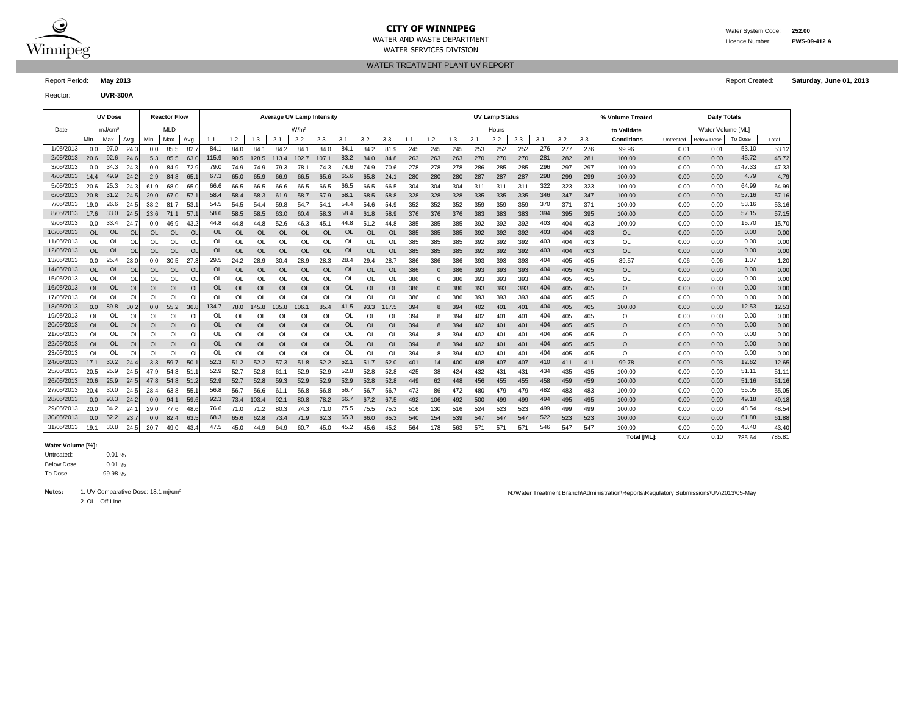# CITY OF WINNIPEG

WATER AND WASTE DEPARTMENT

WATER SERVICES DIVISION

Water System Code: **252.00**

Licence Number: **PWS-09-412 A**

## WATER TREATMENT PLANT UV REPORT

Report Period: **May 2013**

Report Created: **Saturday, June 01, 2013**

Reactor: **UVR-300A**

| Date | UV Dose mJ/cm² | | | Reactor Flow MLD | | | Average UV Lamp Intensity W/m² | | | | | | | | | UV Lamp Status Hours | | | | | | | | | % Volume Treated to Validate | Daily Totals Water Volume [ML] | | | |
|---|---|---|---|---|---|---|---|---|---|---|---|---|---|---|---|---|---|---|---|---|---|---|---|---|---|---|---|---|---|
| | Min. | Max. | Avg. | Min. | Max. | Avg. | 1-1 | 1-2 | 1-3 | 2-1 | 2-2 | 2-3 | 3-1 | 3-2 | 3-3 | 1-1 | 1-2 | 1-3 | 2-1 | 2-2 | 2-3 | 3-1 | 3-2 | 3-3 | Conditions | Untreated | Below Dose | To Dose | Total |
| 1/05/2013 | 0.0 | 97.0 | 24.3 | 0.0 | 85.5 | 82.7 | 84.1 | 84.0 | 84.1 | 84.2 | 84.1 | 84.0 | 84.1 | 84.2 | 81.9 | 245 | 245 | 245 | 253 | 252 | 252 | 276 | 277 | 276 | 99.96 | 0.01 | 0.01 | 53.10 | 53.12 |
| 2/05/2013 | 20.6 | 92.6 | 24.6 | 5.3 | 85.5 | 63.0 | 115.9 | 90.5 | 128.5 | 113.4 | 102.7 | 107.1 | 83.2 | 84.0 | 84.8 | 263 | 263 | 263 | 270 | 270 | 270 | 281 | 282 | 281 | 100.00 | 0.00 | 0.00 | 45.72 | 45.72 |
| 3/05/2013 | 0.0 | 34.3 | 24.3 | 0.0 | 84.9 | 72.9 | 79.0 | 74.9 | 74.9 | 79.3 | 78.1 | 74.3 | 74.6 | 74.9 | 70.6 | 278 | 278 | 278 | 286 | 285 | 285 | 296 | 297 | 297 | 100.00 | 0.00 | 0.00 | 47.33 | 47.33 |
| 4/05/2013 | 14.4 | 49.9 | 24.2 | 2.9 | 84.8 | 65.1 | 67.3 | 65.0 | 65.9 | 66.9 | 66.5 | 65.6 | 65.6 | 65.8 | 24.1 | 280 | 280 | 280 | 287 | 287 | 287 | 298 | 299 | 299 | 100.00 | 0.00 | 0.00 | 4.79 | 4.79 |
| 5/05/2013 | 20.6 | 25.3 | 24.3 | 61.9 | 68.0 | 65.0 | 66.6 | 66.5 | 66.5 | 66.6 | 66.5 | 66.5 | 66.5 | 66.5 | 66.5 | 304 | 304 | 304 | 311 | 311 | 311 | 322 | 323 | 323 | 100.00 | 0.00 | 0.00 | 64.99 | 64.99 |
| 6/05/2013 | 20.8 | 31.2 | 24.5 | 29.0 | 67.0 | 57.1 | 58.4 | 58.4 | 58.3 | 61.9 | 58.7 | 57.9 | 58.1 | 58.5 | 58.8 | 328 | 328 | 328 | 335 | 335 | 335 | 346 | 347 | 347 | 100.00 | 0.00 | 0.00 | 57.16 | 57.16 |
| 7/05/2013 | 19.0 | 26.6 | 24.5 | 38.2 | 81.7 | 53.1 | 54.5 | 54.5 | 54.4 | 59.8 | 54.7 | 54.1 | 54.4 | 54.6 | 54.9 | 352 | 352 | 352 | 359 | 359 | 359 | 370 | 371 | 371 | 100.00 | 0.00 | 0.00 | 53.16 | 53.16 |
| 8/05/2013 | 17.6 | 33.0 | 24.5 | 23.6 | 71.1 | 57.1 | 58.6 | 58.5 | 58.5 | 63.0 | 60.4 | 58.3 | 58.4 | 61.8 | 58.9 | 376 | 376 | 376 | 383 | 383 | 383 | 394 | 395 | 395 | 100.00 | 0.00 | 0.00 | 57.15 | 57.15 |
| 9/05/2013 | 0.0 | 33.4 | 24.7 | 0.0 | 46.9 | 43.2 | 44.8 | 44.8 | 44.8 | 52.6 | 46.3 | 45.1 | 44.8 | 51.2 | 44.8 | 385 | 385 | 385 | 392 | 392 | 392 | 403 | 404 | 403 | 100.00 | 0.00 | 0.00 | 15.70 | 15.70 |
| 10/05/2013 | OL | OL | OL | OL | OL | OL | OL | OL | OL | OL | OL | OL | OL | OL | OL | 385 | 385 | 385 | 392 | 392 | 392 | 403 | 404 | 403 | OL | 0.00 | 0.00 | 0.00 | 0.00 |
| 11/05/2013 | OL | OL | OL | OL | OL | OL | OL | OL | OL | OL | OL | OL | OL | OL | OL | 385 | 385 | 385 | 392 | 392 | 392 | 403 | 404 | 403 | OL | 0.00 | 0.00 | 0.00 | 0.00 |
| 12/05/2013 | OL | OL | OL | OL | OL | OL | OL | OL | OL | OL | OL | OL | OL | OL | OL | 385 | 385 | 385 | 392 | 392 | 392 | 403 | 404 | 403 | OL | 0.00 | 0.00 | 0.00 | 0.00 |
| 13/05/2013 | 0.0 | 25.4 | 23.0 | 0.0 | 30.5 | 27.3 | 29.5 | 24.2 | 28.9 | 30.4 | 28.9 | 28.3 | 28.4 | 29.4 | 28.7 | 386 | 386 | 386 | 393 | 393 | 393 | 404 | 405 | 405 | 89.57 | 0.06 | 0.06 | 1.07 | 1.20 |
| 14/05/2013 | OL | OL | OL | OL | OL | OL | OL | OL | OL | OL | OL | OL | OL | OL | OL | 386 | 0 | 386 | 393 | 393 | 393 | 404 | 405 | 405 | OL | 0.00 | 0.00 | 0.00 | 0.00 |
| 15/05/2013 | OL | OL | OL | OL | OL | OL | OL | OL | OL | OL | OL | OL | OL | OL | OL | 386 | 0 | 386 | 393 | 393 | 393 | 404 | 405 | 405 | OL | 0.00 | 0.00 | 0.00 | 0.00 |
| 16/05/2013 | OL | OL | OL | OL | OL | OL | OL | OL | OL | OL | OL | OL | OL | OL | OL | 386 | 0 | 386 | 393 | 393 | 393 | 404 | 405 | 405 | OL | 0.00 | 0.00 | 0.00 | 0.00 |
| 17/05/2013 | OL | OL | OL | OL | OL | OL | OL | OL | OL | OL | OL | OL | OL | OL | OL | 386 | 0 | 386 | 393 | 393 | 393 | 404 | 405 | 405 | OL | 0.00 | 0.00 | 0.00 | 0.00 |
| 18/05/2013 | 0.0 | 89.8 | 30.2 | 0.0 | 55.2 | 36.8 | 134.7 | 78.0 | 145.8 | 135.8 | 106.1 | 85.4 | 41.5 | 93.3 | 117.5 | 394 | 8 | 394 | 402 | 401 | 401 | 404 | 405 | 405 | 100.00 | 0.00 | 0.00 | 12.53 | 12.53 |
| 19/05/2013 | OL | OL | OL | OL | OL | OL | OL | OL | OL | OL | OL | OL | OL | OL | OL | 394 | 8 | 394 | 402 | 401 | 401 | 404 | 405 | 405 | OL | 0.00 | 0.00 | 0.00 | 0.00 |
| 20/05/2013 | OL | OL | OL | OL | OL | OL | OL | OL | OL | OL | OL | OL | OL | OL | OL | 394 | 8 | 394 | 402 | 401 | 401 | 404 | 405 | 405 | OL | 0.00 | 0.00 | 0.00 | 0.00 |
| 21/05/2013 | OL | OL | OL | OL | OL | OL | OL | OL | OL | OL | OL | OL | OL | OL | OL | 394 | 8 | 394 | 402 | 401 | 401 | 404 | 405 | 405 | OL | 0.00 | 0.00 | 0.00 | 0.00 |
| 22/05/2013 | OL | OL | OL | OL | OL | OL | OL | OL | OL | OL | OL | OL | OL | OL | OL | 394 | 8 | 394 | 402 | 401 | 401 | 404 | 405 | 405 | OL | 0.00 | 0.00 | 0.00 | 0.00 |
| 23/05/2013 | OL | OL | OL | OL | OL | OL | OL | OL | OL | OL | OL | OL | OL | OL | OL | 394 | 8 | 394 | 402 | 401 | 401 | 404 | 405 | 405 | OL | 0.00 | 0.00 | 0.00 | 0.00 |
| 24/05/2013 | 17.1 | 30.2 | 24.4 | 3.3 | 59.7 | 50.1 | 52.3 | 51.2 | 52.2 | 57.3 | 51.8 | 52.2 | 52.1 | 51.7 | 52.0 | 401 | 14 | 400 | 408 | 407 | 407 | 410 | 411 | 411 | 99.78 | 0.00 | 0.03 | 12.62 | 12.65 |
| 25/05/2013 | 20.5 | 25.9 | 24.5 | 47.9 | 54.3 | 51.1 | 52.9 | 52.7 | 52.8 | 61.1 | 52.9 | 52.9 | 52.8 | 52.8 | 52.8 | 425 | 38 | 424 | 432 | 431 | 431 | 434 | 435 | 435 | 100.00 | 0.00 | 0.00 | 51.11 | 51.11 |
| 26/05/2013 | 20.6 | 25.9 | 24.5 | 47.8 | 54.8 | 51.2 | 52.9 | 52.7 | 52.8 | 59.3 | 52.9 | 52.9 | 52.9 | 52.8 | 52.8 | 449 | 62 | 448 | 456 | 455 | 455 | 458 | 459 | 459 | 100.00 | 0.00 | 0.00 | 51.16 | 51.16 |
| 27/05/2013 | 20.4 | 30.0 | 24.5 | 28.4 | 63.8 | 55.1 | 56.8 | 56.7 | 56.6 | 61.1 | 56.8 | 56.8 | 56.7 | 56.7 | 56.7 | 473 | 86 | 472 | 480 | 479 | 479 | 482 | 483 | 483 | 100.00 | 0.00 | 0.00 | 55.05 | 55.05 |
| 28/05/2013 | 0.0 | 93.3 | 24.2 | 0.0 | 94.1 | 59.6 | 92.3 | 73.4 | 103.4 | 92.1 | 80.8 | 78.2 | 66.7 | 67.2 | 67.5 | 492 | 106 | 492 | 500 | 499 | 499 | 494 | 495 | 495 | 100.00 | 0.00 | 0.00 | 49.18 | 49.18 |
| 29/05/2013 | 20.0 | 34.2 | 24.1 | 29.0 | 77.6 | 48.6 | 76.6 | 71.0 | 71.2 | 80.3 | 74.3 | 71.0 | 75.5 | 75.5 | 75.3 | 516 | 130 | 516 | 524 | 523 | 523 | 499 | 499 | 499 | 100.00 | 0.00 | 0.00 | 48.54 | 48.54 |
| 30/05/2013 | 0.0 | 52.2 | 23.7 | 0.0 | 82.4 | 63.5 | 68.3 | 65.6 | 62.8 | 73.4 | 71.9 | 62.3 | 65.3 | 66.0 | 65.3 | 540 | 154 | 539 | 547 | 547 | 547 | 522 | 523 | 523 | 100.00 | 0.00 | 0.00 | 61.88 | 61.88 |
| 31/05/2013 | 19.1 | 30.8 | 24.5 | 20.7 | 49.0 | 43.4 | 47.5 | 45.0 | 44.9 | 64.9 | 60.7 | 45.0 | 45.2 | 45.6 | 45.2 | 564 | 178 | 563 | 571 | 571 | 571 | 546 | 547 | 547 | 100.00 | 0.00 | 0.00 | 43.40 | 43.40 |
| | | | | | | | | | | | | | | | | | | | | | | | | | **Total [ML]:** | 0.07 | 0.10 | 785.64 | 785.81 |

**Water Volume [%]:**

| | |
|---|---|
| Untreated: | 0.01 % |
| Below Dose | 0.01 % |
| To Dose | 99.98 % |

**Notes:** 1. UV Comparative Dose: 18.1 mj/cm²
2. OL - Off Line

N:\Water Treatment Branch\Administration\Reports\Regulatory Submissions\UV\2013\05-May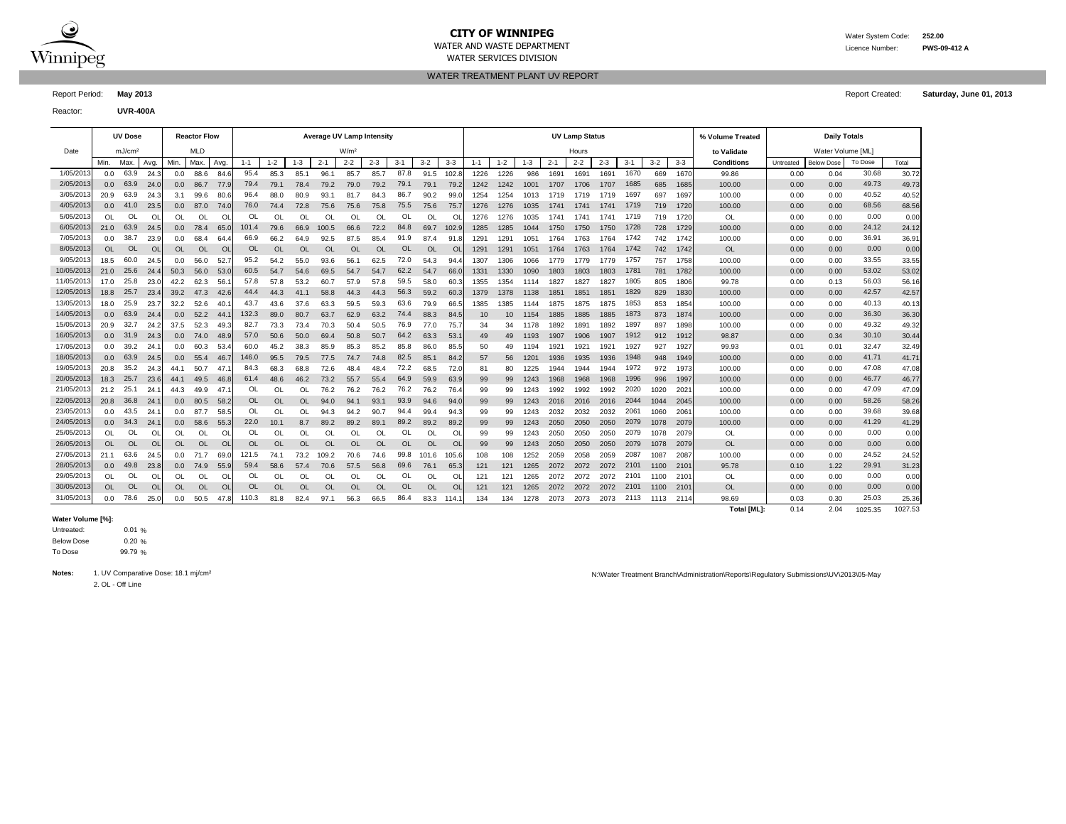# CITY OF WINNIPEG

WATER AND WASTE DEPARTMENT

WATER SERVICES DIVISION

Water System Code: **252.00**

Licence Number: **PWS-09-412 A**

## WATER TREATMENT PLANT UV REPORT

Report Period: **May 2013**

Report Created: **Saturday, June 01, 2013**

Reactor: **UVR-400A**

| Date | UV Dose (mJ/cm²) | | | Reactor Flow (MLD) | | | Average UV Lamp Intensity (W/m²) | | | | | | | | | UV Lamp Status (Hours) | | | | | | | | | % Volume Treated to Validate | Daily Totals Water Volume [ML] | | | |
|---|---|---|---|---|---|---|---|---|---|---|---|---|---|---|---|---|---|---|---|---|---|---|---|---|---|---|---|---|---|
| | Min. | Max. | Avg. | Min. | Max. | Avg. | 1-1 | 1-2 | 1-3 | 2-1 | 2-2 | 2-3 | 3-1 | 3-2 | 3-3 | 1-1 | 1-2 | 1-3 | 2-1 | 2-2 | 2-3 | 3-1 | 3-2 | 3-3 | Conditions | Untreated | Below Dose | To Dose | Total |
| 1/05/2013 | 0.0 | 63.9 | 24.3 | 0.0 | 88.6 | 84.6 | 95.4 | 85.3 | 85.1 | 96.1 | 85.7 | 85.7 | 87.8 | 91.5 | 102.8 | 1226 | 1226 | 986 | 1691 | 1691 | 1691 | 1670 | 669 | 1670 | 99.86 | 0.00 | 0.04 | 30.68 | 30.72 |
| 2/05/2013 | 0.0 | 63.9 | 24.0 | 0.0 | 86.7 | 77.9 | 79.4 | 79.1 | 78.4 | 79.2 | 79.0 | 79.2 | 79.1 | 79.1 | 79.2 | 1242 | 1242 | 1001 | 1707 | 1706 | 1707 | 1685 | 685 | 1685 | 100.00 | 0.00 | 0.00 | 49.73 | 49.73 |
| 3/05/2013 | 20.9 | 63.9 | 24.3 | 3.1 | 99.6 | 80.6 | 96.4 | 88.0 | 80.9 | 93.1 | 81.7 | 84.3 | 86.7 | 90.2 | 99.0 | 1254 | 1254 | 1013 | 1719 | 1719 | 1719 | 1697 | 697 | 1697 | 100.00 | 0.00 | 0.00 | 40.52 | 40.52 |
| 4/05/2013 | 0.0 | 41.0 | 23.5 | 0.0 | 87.0 | 74.0 | 76.0 | 74.4 | 72.8 | 75.6 | 75.6 | 75.8 | 75.5 | 75.6 | 75.7 | 1276 | 1276 | 1035 | 1741 | 1741 | 1741 | 1719 | 719 | 1720 | 100.00 | 0.00 | 0.00 | 68.56 | 68.56 |
| 5/05/2013 | OL | OL | OL | OL | OL | OL | OL | OL | OL | OL | OL | OL | OL | OL | OL | 1276 | 1276 | 1035 | 1741 | 1741 | 1741 | 1719 | 719 | 1720 | OL | 0.00 | 0.00 | 0.00 | 0.00 |
| 6/05/2013 | 21.0 | 63.9 | 24.5 | 0.0 | 78.4 | 65.0 | 101.4 | 79.6 | 66.9 | 100.5 | 66.6 | 72.2 | 84.8 | 69.7 | 102.9 | 1285 | 1285 | 1044 | 1750 | 1750 | 1750 | 1728 | 728 | 1729 | 100.00 | 0.00 | 0.00 | 24.12 | 24.12 |
| 7/05/2013 | 0.0 | 38.7 | 23.9 | 0.0 | 68.4 | 64.4 | 66.9 | 66.2 | 64.9 | 92.5 | 87.5 | 85.4 | 91.9 | 87.4 | 91.8 | 1291 | 1291 | 1051 | 1764 | 1763 | 1764 | 1742 | 742 | 1742 | 100.00 | 0.00 | 0.00 | 36.91 | 36.91 |
| 8/05/2013 | OL | OL | OL | OL | OL | OL | OL | OL | OL | OL | OL | OL | OL | OL | OL | 1291 | 1291 | 1051 | 1764 | 1763 | 1764 | 1742 | 742 | 1742 | OL | 0.00 | 0.00 | 0.00 | 0.00 |
| 9/05/2013 | 18.5 | 60.0 | 24.5 | 0.0 | 56.0 | 52.7 | 95.2 | 54.2 | 55.0 | 93.6 | 56.1 | 62.5 | 72.0 | 54.3 | 94.4 | 1307 | 1306 | 1066 | 1779 | 1779 | 1779 | 1757 | 757 | 1758 | 100.00 | 0.00 | 0.00 | 33.55 | 33.55 |
| 10/05/2013 | 21.0 | 25.6 | 24.4 | 50.3 | 56.0 | 53.0 | 60.5 | 54.7 | 54.6 | 69.5 | 54.7 | 54.7 | 62.2 | 54.7 | 66.0 | 1331 | 1330 | 1090 | 1803 | 1803 | 1803 | 1781 | 781 | 1782 | 100.00 | 0.00 | 0.00 | 53.02 | 53.02 |
| 11/05/2013 | 17.0 | 25.8 | 23.0 | 42.2 | 62.3 | 56.1 | 57.8 | 57.8 | 53.2 | 60.7 | 57.9 | 57.8 | 59.5 | 58.0 | 60.3 | 1355 | 1354 | 1114 | 1827 | 1827 | 1827 | 1805 | 805 | 1806 | 99.78 | 0.00 | 0.13 | 56.03 | 56.16 |
| 12/05/2013 | 18.8 | 25.7 | 23.4 | 39.2 | 47.3 | 42.6 | 44.4 | 44.3 | 41.1 | 58.8 | 44.3 | 44.3 | 56.3 | 59.2 | 60.3 | 1379 | 1378 | 1138 | 1851 | 1851 | 1851 | 1829 | 829 | 1830 | 100.00 | 0.00 | 0.00 | 42.57 | 42.57 |
| 13/05/2013 | 18.0 | 25.9 | 23.7 | 32.2 | 52.6 | 40.1 | 43.7 | 43.6 | 37.6 | 63.3 | 59.5 | 59.3 | 63.6 | 79.9 | 66.5 | 1385 | 1385 | 1144 | 1875 | 1875 | 1875 | 1853 | 853 | 1854 | 100.00 | 0.00 | 0.00 | 40.13 | 40.13 |
| 14/05/2013 | 0.0 | 63.9 | 24.4 | 0.0 | 52.2 | 44.1 | 132.3 | 89.0 | 80.7 | 63.7 | 62.9 | 63.2 | 74.4 | 88.3 | 84.5 | 10 | 10 | 1154 | 1885 | 1885 | 1885 | 1873 | 873 | 1874 | 100.00 | 0.00 | 0.00 | 36.30 | 36.30 |
| 15/05/2013 | 20.9 | 32.7 | 24.2 | 37.5 | 52.3 | 49.3 | 82.7 | 73.3 | 73.4 | 70.3 | 50.4 | 50.5 | 76.9 | 77.0 | 75.7 | 34 | 34 | 1178 | 1892 | 1891 | 1892 | 1897 | 897 | 1898 | 100.00 | 0.00 | 0.00 | 49.32 | 49.32 |
| 16/05/2013 | 0.0 | 31.9 | 24.3 | 0.0 | 74.0 | 48.9 | 57.0 | 50.6 | 50.0 | 69.4 | 50.8 | 50.7 | 64.2 | 63.3 | 53.1 | 49 | 49 | 1193 | 1907 | 1906 | 1907 | 1912 | 912 | 1912 | 98.87 | 0.00 | 0.34 | 30.10 | 30.44 |
| 17/05/2013 | 0.0 | 39.2 | 24.1 | 0.0 | 60.3 | 53.4 | 60.0 | 45.2 | 38.3 | 85.9 | 85.3 | 85.2 | 85.8 | 86.0 | 85.5 | 50 | 49 | 1194 | 1921 | 1921 | 1921 | 1927 | 927 | 1927 | 99.93 | 0.01 | 0.01 | 32.47 | 32.49 |
| 18/05/2013 | 0.0 | 63.9 | 24.5 | 0.0 | 55.4 | 46.7 | 146.0 | 95.5 | 79.5 | 77.5 | 74.7 | 74.8 | 82.5 | 85.1 | 84.2 | 57 | 56 | 1201 | 1936 | 1935 | 1936 | 1948 | 948 | 1949 | 100.00 | 0.00 | 0.00 | 41.71 | 41.71 |
| 19/05/2013 | 20.8 | 35.2 | 24.3 | 44.1 | 50.7 | 47.1 | 84.3 | 68.3 | 68.8 | 72.6 | 48.4 | 48.4 | 72.2 | 68.5 | 72.0 | 81 | 80 | 1225 | 1944 | 1944 | 1944 | 1972 | 972 | 1973 | 100.00 | 0.00 | 0.00 | 47.08 | 47.08 |
| 20/05/2013 | 18.3 | 25.7 | 23.6 | 44.1 | 49.5 | 46.8 | 61.4 | 48.6 | 46.2 | 73.2 | 55.7 | 55.4 | 64.9 | 59.9 | 63.9 | 99 | 99 | 1243 | 1968 | 1968 | 1968 | 1996 | 996 | 1997 | 100.00 | 0.00 | 0.00 | 46.77 | 46.77 |
| 21/05/2013 | 21.2 | 25.1 | 24.1 | 44.3 | 49.9 | 47.1 | OL | OL | OL | 76.2 | 76.2 | 76.2 | 76.2 | 76.2 | 76.4 | 99 | 99 | 1243 | 1992 | 1992 | 1992 | 2020 | 1020 | 2021 | 100.00 | 0.00 | 0.00 | 47.09 | 47.09 |
| 22/05/2013 | 20.8 | 36.8 | 24.1 | 0.0 | 80.5 | 58.2 | OL | OL | OL | 94.0 | 94.1 | 93.1 | 93.9 | 94.6 | 94.0 | 99 | 99 | 1243 | 2016 | 2016 | 2016 | 2044 | 1044 | 2045 | 100.00 | 0.00 | 0.00 | 58.26 | 58.26 |
| 23/05/2013 | 0.0 | 43.5 | 24.1 | 0.0 | 87.7 | 58.5 | OL | OL | OL | 94.3 | 94.2 | 90.7 | 94.4 | 99.4 | 94.3 | 99 | 99 | 1243 | 2032 | 2032 | 2032 | 2061 | 1060 | 2061 | 100.00 | 0.00 | 0.00 | 39.68 | 39.68 |
| 24/05/2013 | 0.0 | 34.3 | 24.1 | 0.0 | 58.6 | 55.3 | 22.0 | 10.1 | 8.7 | 89.2 | 89.2 | 89.1 | 89.2 | 89.2 | 89.2 | 99 | 99 | 1243 | 2050 | 2050 | 2050 | 2079 | 1078 | 2079 | 100.00 | 0.00 | 0.00 | 41.29 | 41.29 |
| 25/05/2013 | OL | OL | OL | OL | OL | OL | OL | OL | OL | OL | OL | OL | OL | OL | OL | 99 | 99 | 1243 | 2050 | 2050 | 2050 | 2079 | 1078 | 2079 | OL | 0.00 | 0.00 | 0.00 | 0.00 |
| 26/05/2013 | OL | OL | OL | OL | OL | OL | OL | OL | OL | OL | OL | OL | OL | OL | OL | 99 | 99 | 1243 | 2050 | 2050 | 2050 | 2079 | 1078 | 2079 | OL | 0.00 | 0.00 | 0.00 | 0.00 |
| 27/05/2013 | 21.1 | 63.6 | 24.5 | 0.0 | 71.7 | 69.0 | 121.5 | 74.1 | 73.2 | 109.2 | 70.6 | 74.6 | 99.8 | 101.6 | 105.6 | 108 | 108 | 1252 | 2059 | 2058 | 2059 | 2087 | 1087 | 2087 | 100.00 | 0.00 | 0.00 | 24.52 | 24.52 |
| 28/05/2013 | 0.0 | 49.8 | 23.8 | 0.0 | 74.9 | 55.9 | 59.4 | 58.6 | 57.4 | 70.6 | 57.5 | 56.8 | 69.6 | 76.1 | 65.3 | 121 | 121 | 1265 | 2072 | 2072 | 2072 | 2101 | 1100 | 2101 | 95.78 | 0.10 | 1.22 | 29.91 | 31.23 |
| 29/05/2013 | OL | OL | OL | OL | OL | OL | OL | OL | OL | OL | OL | OL | OL | OL | OL | 121 | 121 | 1265 | 2072 | 2072 | 2072 | 2101 | 1100 | 2101 | OL | 0.00 | 0.00 | 0.00 | 0.00 |
| 30/05/2013 | OL | OL | OL | OL | OL | OL | OL | OL | OL | OL | OL | OL | OL | OL | OL | 121 | 121 | 1265 | 2072 | 2072 | 2072 | 2101 | 1100 | 2101 | OL | 0.00 | 0.00 | 0.00 | 0.00 |
| 31/05/2013 | 0.0 | 78.6 | 25.0 | 0.0 | 50.5 | 47.8 | 110.3 | 81.8 | 82.4 | 97.1 | 56.3 | 66.5 | 86.4 | 83.3 | 114.1 | 134 | 134 | 1278 | 2073 | 2073 | 2073 | 2113 | 1113 | 2114 | 98.69 | 0.03 | 0.30 | 25.03 | 25.36 |
| | | | | | | | | | | | | | | | | | | | | | | | | | **Total [ML]:** | 0.14 | 2.04 | 1025.35 | 1027.53 |

**Water Volume [%]:**

| | |
|---|---|
| Untreated: | 0.01 % |
| Below Dose | 0.20 % |
| To Dose | 99.79 % |

**Notes:**
1. UV Comparative Dose: 18.1 mj/cm²
2. OL - Off Line

N:\Water Treatment Branch\Administration\Reports\Regulatory Submissions\UV\2013\05-May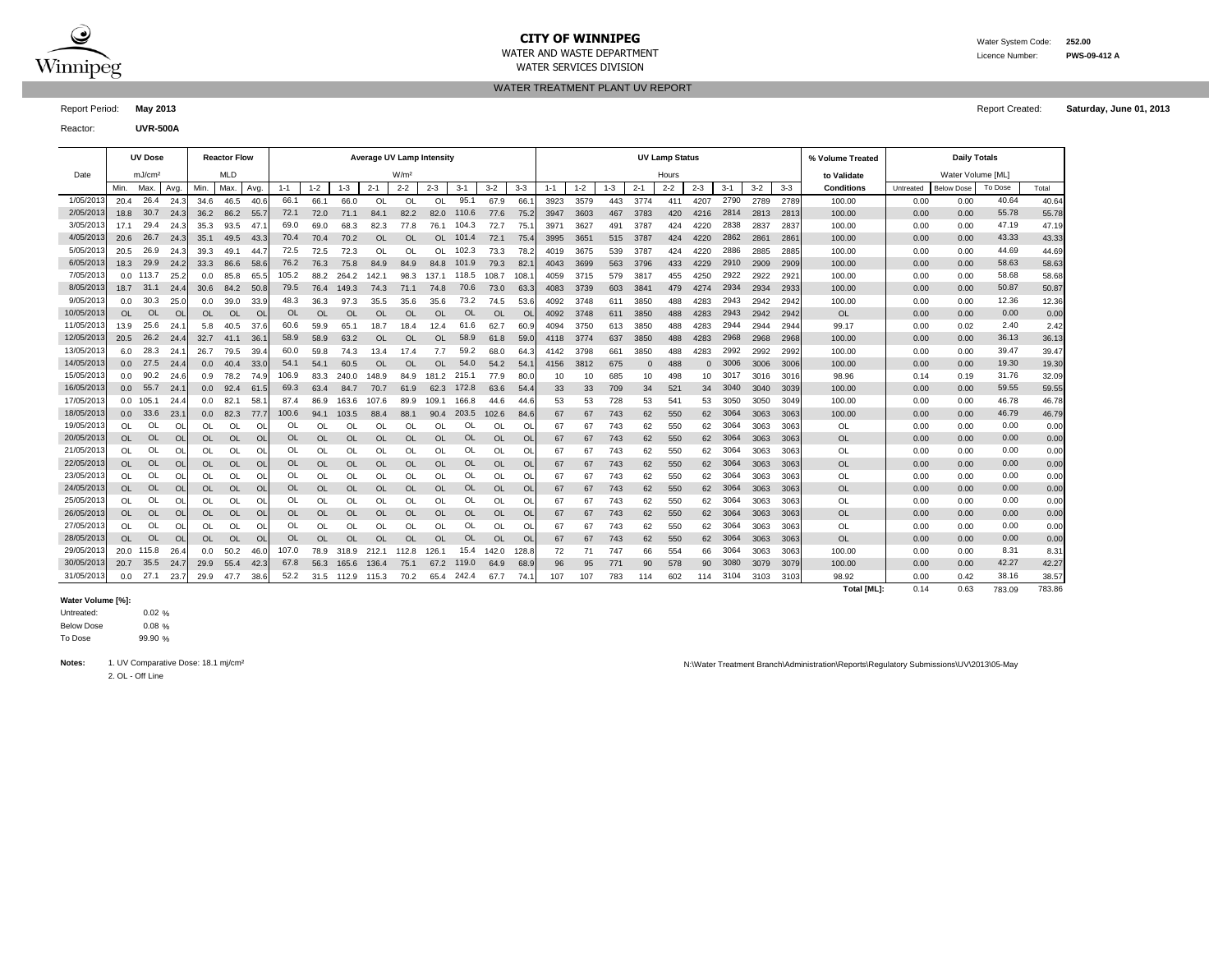**CITY OF WINNIPEG**

WATER AND WASTE DEPARTMENT

WATER SERVICES DIVISION

Water System Code: **252.00**

Licence Number: **PWS-09-412 A**

## WATER TREATMENT PLANT UV REPORT

Report Period: **May 2013**

Report Created: **Saturday, June 01, 2013**

Reactor: **UVR-500A**

| Date | UV Dose | | | Reactor Flow | | | Average UV Lamp Intensity | | | | | | | | | UV Lamp Status | | | | | | | | | % Volume Treated | Daily Totals | | | |
|---|---|---|---|---|---|---|---|---|---|---|---|---|---|---|---|---|---|---|---|---|---|---|---|---|---|---|---|---|---|
| | mJ/cm² | | | MLD | | | W/m² | | | | | | | | | Hours | | | | | | | | | to Validate | Water Volume [ML] | | | |
| | Min. | Max. | Avg. | Min. | Max. | Avg. | 1-1 | 1-2 | 1-3 | 2-1 | 2-2 | 2-3 | 3-1 | 3-2 | 3-3 | 1-1 | 1-2 | 1-3 | 2-1 | 2-2 | 2-3 | 3-1 | 3-2 | 3-3 | Conditions | Untreated | Below Dose | To Dose | Total |
| 1/05/2013 | 20.4 | 26.4 | 24.3 | 34.6 | 46.5 | 40.6 | 66.1 | 66.1 | 66.0 | OL | OL | OL | 95.1 | 67.9 | 66.1 | 3923 | 3579 | 443 | 3774 | 411 | 4207 | 2790 | 2789 | 2789 | 100.00 | 0.00 | 0.00 | 40.64 | 40.64 |
| 2/05/2013 | 18.8 | 30.7 | 24.3 | 36.2 | 86.2 | 55.7 | 72.1 | 72.0 | 71.1 | 84.1 | 82.2 | 82.0 | 110.6 | 77.6 | 75.2 | 3947 | 3603 | 467 | 3783 | 420 | 4216 | 2814 | 2813 | 2813 | 100.00 | 0.00 | 0.00 | 55.78 | 55.78 |
| 3/05/2013 | 17.1 | 29.4 | 24.3 | 35.3 | 93.5 | 47.1 | 69.0 | 69.0 | 68.3 | 82.3 | 77.8 | 76.1 | 104.3 | 72.7 | 75.1 | 3971 | 3627 | 491 | 3787 | 424 | 4220 | 2838 | 2837 | 2837 | 100.00 | 0.00 | 0.00 | 47.19 | 47.19 |
| 4/05/2013 | 20.6 | 26.7 | 24.3 | 35.1 | 49.5 | 43.3 | 70.4 | 70.4 | 70.2 | OL | OL | OL | 101.4 | 72.1 | 75.4 | 3995 | 3651 | 515 | 3787 | 424 | 4220 | 2862 | 2861 | 2861 | 100.00 | 0.00 | 0.00 | 43.33 | 43.33 |
| 5/05/2013 | 20.5 | 26.9 | 24.3 | 39.3 | 49.1 | 44.7 | 72.5 | 72.5 | 72.3 | OL | OL | OL | 102.3 | 73.3 | 78.2 | 4019 | 3675 | 539 | 3787 | 424 | 4220 | 2886 | 2885 | 2885 | 100.00 | 0.00 | 0.00 | 44.69 | 44.69 |
| 6/05/2013 | 18.3 | 29.9 | 24.2 | 33.3 | 86.6 | 58.6 | 76.2 | 76.3 | 75.8 | 84.9 | 84.9 | 84.8 | 101.9 | 79.3 | 82.1 | 4043 | 3699 | 563 | 3796 | 433 | 4229 | 2910 | 2909 | 2909 | 100.00 | 0.00 | 0.00 | 58.63 | 58.63 |
| 7/05/2013 | 0.0 | 113.7 | 25.2 | 0.0 | 85.8 | 65.5 | 105.2 | 88.2 | 264.2 | 142.1 | 98.3 | 137.1 | 118.5 | 108.7 | 108.1 | 4059 | 3715 | 579 | 3817 | 455 | 4250 | 2922 | 2922 | 2921 | 100.00 | 0.00 | 0.00 | 58.68 | 58.68 |
| 8/05/2013 | 18.7 | 31.1 | 24.4 | 30.6 | 84.2 | 50.8 | 79.5 | 76.4 | 149.3 | 74.3 | 71.1 | 74.8 | 70.6 | 73.0 | 63.3 | 4083 | 3739 | 603 | 3841 | 479 | 4274 | 2934 | 2934 | 2933 | 100.00 | 0.00 | 0.00 | 50.87 | 50.87 |
| 9/05/2013 | 0.0 | 30.3 | 25.0 | 0.0 | 39.0 | 33.9 | 48.3 | 36.3 | 97.3 | 35.5 | 35.6 | 35.6 | 73.2 | 74.5 | 53.6 | 4092 | 3748 | 611 | 3850 | 488 | 4283 | 2943 | 2942 | 2942 | 100.00 | 0.00 | 0.00 | 12.36 | 12.36 |
| 10/05/2013 | OL | OL | OL | OL | OL | OL | OL | OL | OL | OL | OL | OL | OL | OL | OL | 4092 | 3748 | 611 | 3850 | 488 | 4283 | 2943 | 2942 | 2942 | OL | 0.00 | 0.00 | 0.00 | 0.00 |
| 11/05/2013 | 13.9 | 25.6 | 24.1 | 5.8 | 40.5 | 37.6 | 60.6 | 59.9 | 65.1 | 18.7 | 18.4 | 12.4 | 61.6 | 62.7 | 60.9 | 4094 | 3750 | 613 | 3850 | 488 | 4283 | 2944 | 2944 | 2944 | 99.17 | 0.00 | 0.02 | 2.40 | 2.42 |
| 12/05/2013 | 20.5 | 26.2 | 24.4 | 32.7 | 41.1 | 36.1 | 58.9 | 58.9 | 63.2 | OL | OL | OL | 58.9 | 61.8 | 59.0 | 4118 | 3774 | 637 | 3850 | 488 | 4283 | 2968 | 2968 | 2968 | 100.00 | 0.00 | 0.00 | 36.13 | 36.13 |
| 13/05/2013 | 6.0 | 28.3 | 24.1 | 26.7 | 79.5 | 39.4 | 60.0 | 59.8 | 74.3 | 13.4 | 17.4 | 7.7 | 59.2 | 68.0 | 64.3 | 4142 | 3798 | 661 | 3850 | 488 | 4283 | 2992 | 2992 | 2992 | 100.00 | 0.00 | 0.00 | 39.47 | 39.47 |
| 14/05/2013 | 0.0 | 27.5 | 24.4 | 0.0 | 40.4 | 33.0 | 54.1 | 54.1 | 60.5 | OL | OL | OL | 54.0 | 54.2 | 54.1 | 4156 | 3812 | 675 | 0 | 488 | 0 | 3006 | 3006 | 3006 | 100.00 | 0.00 | 0.00 | 19.30 | 19.30 |
| 15/05/2013 | 0.0 | 90.2 | 24.6 | 0.9 | 78.2 | 74.9 | 106.9 | 83.3 | 240.0 | 148.9 | 84.9 | 181.2 | 215.1 | 77.9 | 80.0 | 10 | 10 | 685 | 10 | 498 | 10 | 3017 | 3016 | 3016 | 98.96 | 0.14 | 0.19 | 31.76 | 32.09 |
| 16/05/2013 | 0.0 | 55.7 | 24.1 | 0.0 | 92.4 | 61.5 | 69.3 | 63.4 | 84.7 | 70.7 | 61.9 | 62.3 | 172.8 | 63.6 | 54.4 | 33 | 33 | 709 | 34 | 521 | 34 | 3040 | 3040 | 3039 | 100.00 | 0.00 | 0.00 | 59.55 | 59.55 |
| 17/05/2013 | 0.0 | 105.1 | 24.4 | 0.0 | 82.1 | 58.1 | 87.4 | 86.9 | 163.6 | 107.6 | 89.9 | 109.1 | 166.8 | 44.6 | 44.6 | 53 | 53 | 728 | 53 | 541 | 53 | 3050 | 3050 | 3049 | 100.00 | 0.00 | 0.00 | 46.78 | 46.78 |
| 18/05/2013 | 0.0 | 33.6 | 23.1 | 0.0 | 82.3 | 77.7 | 100.6 | 94.1 | 103.5 | 88.4 | 88.1 | 90.4 | 203.5 | 102.6 | 84.6 | 67 | 67 | 743 | 62 | 550 | 62 | 3064 | 3063 | 3063 | 100.00 | 0.00 | 0.00 | 46.79 | 46.79 |
| 19/05/2013 | OL | OL | OL | OL | OL | OL | OL | OL | OL | OL | OL | OL | OL | OL | OL | 67 | 67 | 743 | 62 | 550 | 62 | 3064 | 3063 | 3063 | OL | 0.00 | 0.00 | 0.00 | 0.00 |
| 20/05/2013 | OL | OL | OL | OL | OL | OL | OL | OL | OL | OL | OL | OL | OL | OL | OL | 67 | 67 | 743 | 62 | 550 | 62 | 3064 | 3063 | 3063 | OL | 0.00 | 0.00 | 0.00 | 0.00 |
| 21/05/2013 | OL | OL | OL | OL | OL | OL | OL | OL | OL | OL | OL | OL | OL | OL | OL | 67 | 67 | 743 | 62 | 550 | 62 | 3064 | 3063 | 3063 | OL | 0.00 | 0.00 | 0.00 | 0.00 |
| 22/05/2013 | OL | OL | OL | OL | OL | OL | OL | OL | OL | OL | OL | OL | OL | OL | OL | 67 | 67 | 743 | 62 | 550 | 62 | 3064 | 3063 | 3063 | OL | 0.00 | 0.00 | 0.00 | 0.00 |
| 23/05/2013 | OL | OL | OL | OL | OL | OL | OL | OL | OL | OL | OL | OL | OL | OL | OL | 67 | 67 | 743 | 62 | 550 | 62 | 3064 | 3063 | 3063 | OL | 0.00 | 0.00 | 0.00 | 0.00 |
| 24/05/2013 | OL | OL | OL | OL | OL | OL | OL | OL | OL | OL | OL | OL | OL | OL | OL | 67 | 67 | 743 | 62 | 550 | 62 | 3064 | 3063 | 3063 | OL | 0.00 | 0.00 | 0.00 | 0.00 |
| 25/05/2013 | OL | OL | OL | OL | OL | OL | OL | OL | OL | OL | OL | OL | OL | OL | OL | 67 | 67 | 743 | 62 | 550 | 62 | 3064 | 3063 | 3063 | OL | 0.00 | 0.00 | 0.00 | 0.00 |
| 26/05/2013 | OL | OL | OL | OL | OL | OL | OL | OL | OL | OL | OL | OL | OL | OL | OL | 67 | 67 | 743 | 62 | 550 | 62 | 3064 | 3063 | 3063 | OL | 0.00 | 0.00 | 0.00 | 0.00 |
| 27/05/2013 | OL | OL | OL | OL | OL | OL | OL | OL | OL | OL | OL | OL | OL | OL | OL | 67 | 67 | 743 | 62 | 550 | 62 | 3064 | 3063 | 3063 | OL | 0.00 | 0.00 | 0.00 | 0.00 |
| 28/05/2013 | OL | OL | OL | OL | OL | OL | OL | OL | OL | OL | OL | OL | OL | OL | OL | 67 | 67 | 743 | 62 | 550 | 62 | 3064 | 3063 | 3063 | OL | 0.00 | 0.00 | 0.00 | 0.00 |
| 29/05/2013 | 20.0 | 115.8 | 26.4 | 0.0 | 50.2 | 46.0 | 107.0 | 78.9 | 318.9 | 212.1 | 112.8 | 126.1 | 15.4 | 142.0 | 128.8 | 72 | 71 | 747 | 66 | 554 | 66 | 3064 | 3063 | 3063 | 100.00 | 0.00 | 0.00 | 8.31 | 8.31 |
| 30/05/2013 | 20.7 | 35.5 | 24.7 | 29.9 | 55.4 | 42.3 | 67.8 | 56.3 | 165.6 | 136.4 | 75.1 | 67.2 | 119.0 | 64.9 | 68.9 | 96 | 95 | 771 | 90 | 578 | 90 | 3080 | 3079 | 3079 | 100.00 | 0.00 | 0.00 | 42.27 | 42.27 |
| 31/05/2013 | 0.0 | 27.1 | 23.7 | 29.9 | 47.7 | 38.6 | 52.2 | 31.5 | 112.9 | 115.3 | 70.2 | 65.4 | 242.4 | 67.7 | 74.1 | 107 | 107 | 783 | 114 | 602 | 114 | 3104 | 3103 | 3103 | 98.92 | 0.00 | 0.42 | 38.16 | 38.57 |
| | | | | | | | | | | | | | | | | | | | | | | | | | **Total [ML]:** | 0.14 | 0.63 | 783.09 | 783.86 |

**Water Volume [%]:**

Untreated: 0.02 %

Below Dose: 0.08 %

To Dose: 99.90 %

**Notes:** 1. UV Comparative Dose: 18.1 mj/cm²

2. OL - Off Line

N:\Water Treatment Branch\Administration\Reports\Regulatory Submissions\UV\2013\05-May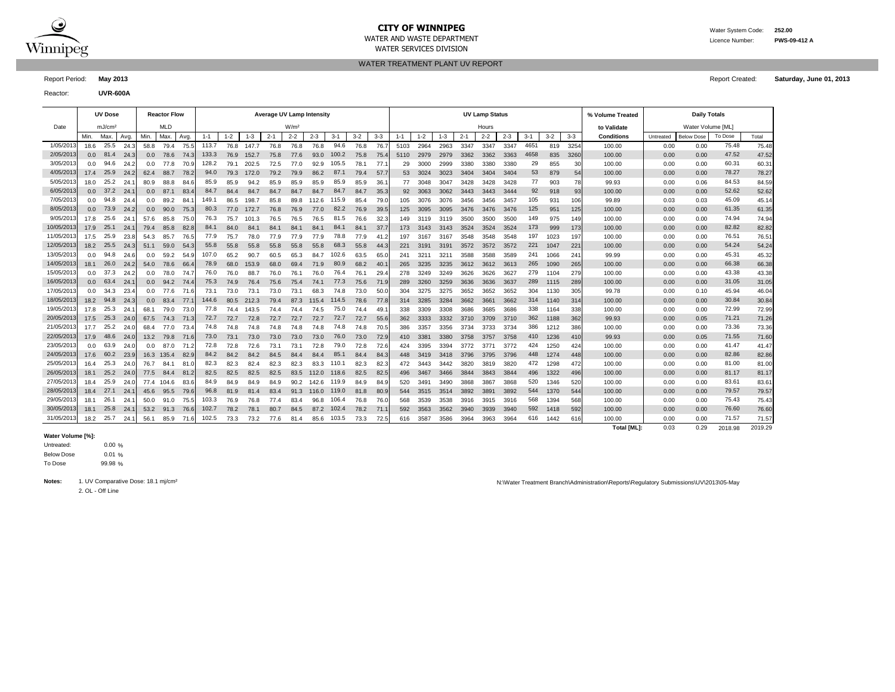**CITY OF WINNIPEG**
WATER AND WASTE DEPARTMENT
WATER SERVICES DIVISION

Water System Code: **252.00**
Licence Number: **PWS-09-412 A**

WATER TREATMENT PLANT UV REPORT

Report Period: **May 2013**
Report Created: **Saturday, June 01, 2013**

Reactor: **UVR-600A**

| Date | UV Dose mJ/cm² | | | Reactor Flow MLD | | | Average UV Lamp Intensity W/m² | | | | | | | | | UV Lamp Status Hours | | | | | | | | | % Volume Treated to Validate Conditions | Daily Totals Water Volume [ML] | | | |
|---|---|---|---|---|---|---|---|---|---|---|---|---|---|---|---|---|---|---|---|---|---|---|---|---|---|---|---|---|---|
| | Min. | Max. | Avg. | Min. | Max. | Avg. | 1-1 | 1-2 | 1-3 | 2-1 | 2-2 | 2-3 | 3-1 | 3-2 | 3-3 | 1-1 | 1-2 | 1-3 | 2-1 | 2-2 | 2-3 | 3-1 | 3-2 | 3-3 | | Untreated | Below Dose | To Dose | Total |
| 1/05/2013 | 18.6 | 25.5 | 24.3 | 58.8 | 79.4 | 75.5 | 113.7 | 76.8 | 147.7 | 76.8 | 76.8 | 76.8 | 94.6 | 76.8 | 76.7 | 5103 | 2964 | 2963 | 3347 | 3347 | 3347 | 4651 | 819 | 3254 | 100.00 | 0.00 | 0.00 | 75.48 | 75.48 |
| 2/05/2013 | 0.0 | 81.4 | 24.3 | 0.0 | 78.6 | 74.3 | 133.3 | 76.9 | 152.7 | 75.8 | 77.6 | 93.0 | 100.2 | 75.8 | 75.4 | 5110 | 2979 | 2979 | 3362 | 3362 | 3363 | 4658 | 835 | 3260 | 100.00 | 0.00 | 0.00 | 47.52 | 47.52 |
| 3/05/2013 | 0.0 | 94.6 | 24.2 | 0.0 | 77.8 | 70.9 | 128.2 | 79.1 | 202.5 | 72.5 | 77.0 | 92.9 | 105.5 | 78.1 | 77.1 | 29 | 3000 | 2999 | 3380 | 3380 | 3380 | 29 | 855 | 30 | 100.00 | 0.00 | 0.00 | 60.31 | 60.31 |
| 4/05/2013 | 17.4 | 25.9 | 24.2 | 62.4 | 88.7 | 78.2 | 94.0 | 79.3 | 172.0 | 79.2 | 79.9 | 86.2 | 87.1 | 79.4 | 57.7 | 53 | 3024 | 3023 | 3404 | 3404 | 3404 | 53 | 879 | 54 | 100.00 | 0.00 | 0.00 | 78.27 | 78.27 |
| 5/05/2013 | 18.0 | 25.2 | 24.1 | 80.9 | 88.8 | 84.6 | 85.9 | 85.9 | 94.2 | 85.9 | 85.9 | 85.9 | 85.9 | 85.9 | 36.1 | 77 | 3048 | 3047 | 3428 | 3428 | 3428 | 77 | 903 | 78 | 99.93 | 0.00 | 0.06 | 84.53 | 84.59 |
| 6/05/2013 | 0.0 | 37.2 | 24.1 | 0.0 | 87.1 | 83.4 | 84.7 | 84.4 | 84.7 | 84.7 | 84.7 | 84.7 | 84.7 | 84.7 | 35.3 | 92 | 3063 | 3062 | 3443 | 3443 | 3444 | 92 | 918 | 93 | 100.00 | 0.00 | 0.00 | 52.62 | 52.62 |
| 7/05/2013 | 0.0 | 94.8 | 24.4 | 0.0 | 89.2 | 84.1 | 149.1 | 86.5 | 198.7 | 85.8 | 89.8 | 112.6 | 115.9 | 85.4 | 79.0 | 105 | 3076 | 3076 | 3456 | 3456 | 3457 | 105 | 931 | 106 | 99.89 | 0.03 | 0.03 | 45.09 | 45.14 |
| 8/05/2013 | 0.0 | 73.9 | 24.2 | 0.0 | 90.0 | 75.3 | 80.3 | 77.0 | 172.7 | 76.8 | 76.9 | 77.0 | 82.2 | 76.9 | 39.5 | 125 | 3095 | 3095 | 3476 | 3476 | 3476 | 125 | 951 | 125 | 100.00 | 0.00 | 0.00 | 61.35 | 61.35 |
| 9/05/2013 | 17.8 | 25.6 | 24.1 | 57.6 | 85.8 | 75.0 | 76.3 | 75.7 | 101.3 | 76.5 | 76.5 | 76.5 | 81.5 | 76.6 | 32.3 | 149 | 3119 | 3119 | 3500 | 3500 | 3500 | 149 | 975 | 149 | 100.00 | 0.00 | 0.00 | 74.94 | 74.94 |
| 10/05/2013 | 17.9 | 25.1 | 24.1 | 79.4 | 85.8 | 82.8 | 84.1 | 84.0 | 84.1 | 84.1 | 84.1 | 84.1 | 84.1 | 84.1 | 37.7 | 173 | 3143 | 3143 | 3524 | 3524 | 3524 | 173 | 999 | 173 | 100.00 | 0.00 | 0.00 | 82.82 | 82.82 |
| 11/05/2013 | 17.5 | 25.9 | 23.8 | 54.3 | 85.7 | 76.5 | 77.9 | 75.7 | 78.0 | 77.9 | 77.9 | 77.9 | 78.8 | 77.9 | 41.2 | 197 | 3167 | 3167 | 3548 | 3548 | 3548 | 197 | 1023 | 197 | 100.00 | 0.00 | 0.00 | 76.51 | 76.51 |
| 12/05/2013 | 18.2 | 25.5 | 24.3 | 51.1 | 59.0 | 54.3 | 55.8 | 55.8 | 55.8 | 55.8 | 55.8 | 55.8 | 68.3 | 55.8 | 44.3 | 221 | 3191 | 3191 | 3572 | 3572 | 3572 | 221 | 1047 | 221 | 100.00 | 0.00 | 0.00 | 54.24 | 54.24 |
| 13/05/2013 | 0.0 | 94.8 | 24.6 | 0.0 | 59.2 | 54.9 | 107.0 | 65.2 | 90.7 | 60.5 | 65.3 | 84.7 | 102.6 | 63.5 | 65.0 | 241 | 3211 | 3211 | 3588 | 3588 | 3589 | 241 | 1066 | 241 | 99.99 | 0.00 | 0.00 | 45.31 | 45.32 |
| 14/05/2013 | 18.1 | 26.0 | 24.2 | 54.0 | 78.6 | 66.4 | 78.9 | 68.0 | 153.9 | 68.0 | 69.4 | 71.9 | 80.9 | 68.2 | 40.1 | 265 | 3235 | 3235 | 3612 | 3612 | 3613 | 265 | 1090 | 265 | 100.00 | 0.00 | 0.00 | 66.38 | 66.38 |
| 15/05/2013 | 0.0 | 37.3 | 24.2 | 0.0 | 78.0 | 74.7 | 76.0 | 76.0 | 88.7 | 76.0 | 76.1 | 76.0 | 76.4 | 76.1 | 29.4 | 278 | 3249 | 3249 | 3626 | 3626 | 3627 | 279 | 1104 | 279 | 100.00 | 0.00 | 0.00 | 43.38 | 43.38 |
| 16/05/2013 | 0.0 | 63.4 | 24.1 | 0.0 | 94.2 | 74.4 | 75.3 | 74.9 | 76.4 | 75.6 | 75.4 | 74.1 | 77.3 | 75.6 | 71.9 | 289 | 3260 | 3259 | 3636 | 3636 | 3637 | 289 | 1115 | 289 | 100.00 | 0.00 | 0.00 | 31.05 | 31.05 |
| 17/05/2013 | 0.0 | 34.3 | 23.4 | 0.0 | 77.6 | 71.6 | 73.1 | 73.0 | 73.1 | 73.0 | 73.1 | 68.3 | 74.8 | 73.0 | 50.0 | 304 | 3275 | 3275 | 3652 | 3652 | 3652 | 304 | 1130 | 305 | 99.78 | 0.00 | 0.10 | 45.94 | 46.04 |
| 18/05/2013 | 18.2 | 94.8 | 24.3 | 0.0 | 83.4 | 77.1 | 144.6 | 80.5 | 212.3 | 79.4 | 87.3 | 115.4 | 114.5 | 78.6 | 77.8 | 314 | 3285 | 3284 | 3662 | 3661 | 3662 | 314 | 1140 | 314 | 100.00 | 0.00 | 0.00 | 30.84 | 30.84 |
| 19/05/2013 | 17.8 | 25.3 | 24.1 | 68.1 | 79.0 | 73.0 | 77.8 | 74.4 | 143.5 | 74.4 | 74.4 | 74.5 | 75.0 | 74.4 | 49.1 | 338 | 3309 | 3308 | 3686 | 3685 | 3686 | 338 | 1164 | 338 | 100.00 | 0.00 | 0.00 | 72.99 | 72.99 |
| 20/05/2013 | 17.5 | 25.3 | 24.0 | 67.5 | 74.3 | 71.3 | 72.7 | 72.7 | 72.8 | 72.7 | 72.7 | 72.7 | 72.7 | 72.7 | 55.6 | 362 | 3333 | 3332 | 3710 | 3709 | 3710 | 362 | 1188 | 362 | 99.93 | 0.00 | 0.05 | 71.21 | 71.26 |
| 21/05/2013 | 17.7 | 25.2 | 24.0 | 68.4 | 77.0 | 73.4 | 74.8 | 74.8 | 74.8 | 74.8 | 74.8 | 74.8 | 74.8 | 74.8 | 70.5 | 386 | 3357 | 3356 | 3734 | 3733 | 3734 | 386 | 1212 | 386 | 100.00 | 0.00 | 0.00 | 73.36 | 73.36 |
| 22/05/2013 | 17.9 | 48.6 | 24.0 | 13.2 | 79.8 | 71.6 | 73.0 | 73.1 | 73.0 | 73.0 | 73.0 | 73.0 | 76.0 | 73.0 | 72.9 | 410 | 3381 | 3380 | 3758 | 3757 | 3758 | 410 | 1236 | 410 | 99.93 | 0.00 | 0.05 | 71.55 | 71.60 |
| 23/05/2013 | 0.0 | 63.9 | 24.0 | 0.0 | 87.0 | 71.2 | 72.8 | 72.8 | 72.6 | 73.1 | 73.1 | 72.8 | 79.0 | 72.8 | 72.6 | 424 | 3395 | 3394 | 3772 | 3771 | 3772 | 424 | 1250 | 424 | 100.00 | 0.00 | 0.00 | 41.47 | 41.47 |
| 24/05/2013 | 17.6 | 60.2 | 23.9 | 16.3 | 135.4 | 82.9 | 84.2 | 84.2 | 84.2 | 84.5 | 84.4 | 84.4 | 85.1 | 84.4 | 84.3 | 448 | 3419 | 3418 | 3796 | 3795 | 3796 | 448 | 1274 | 448 | 100.00 | 0.00 | 0.00 | 82.86 | 82.86 |
| 25/05/2013 | 16.4 | 25.3 | 24.0 | 76.7 | 84.1 | 81.0 | 82.3 | 82.3 | 82.4 | 82.3 | 82.3 | 83.3 | 110.1 | 82.3 | 82.3 | 472 | 3443 | 3442 | 3820 | 3819 | 3820 | 472 | 1298 | 472 | 100.00 | 0.00 | 0.00 | 81.00 | 81.00 |
| 26/05/2013 | 18.1 | 25.2 | 24.0 | 77.5 | 84.4 | 81.2 | 82.5 | 82.5 | 82.5 | 82.5 | 83.5 | 112.0 | 118.6 | 82.5 | 82.5 | 496 | 3467 | 3466 | 3844 | 3843 | 3844 | 496 | 1322 | 496 | 100.00 | 0.00 | 0.00 | 81.17 | 81.17 |
| 27/05/2013 | 18.4 | 25.9 | 24.0 | 77.4 | 104.6 | 83.6 | 84.9 | 84.9 | 84.9 | 84.9 | 90.2 | 142.6 | 119.9 | 84.9 | 84.9 | 520 | 3491 | 3490 | 3868 | 3867 | 3868 | 520 | 1346 | 520 | 100.00 | 0.00 | 0.00 | 83.61 | 83.61 |
| 28/05/2013 | 18.4 | 27.1 | 24.1 | 45.6 | 95.5 | 79.6 | 96.8 | 81.9 | 81.4 | 83.4 | 91.3 | 116.0 | 119.0 | 81.8 | 80.9 | 544 | 3515 | 3514 | 3892 | 3891 | 3892 | 544 | 1370 | 544 | 100.00 | 0.00 | 0.00 | 79.57 | 79.57 |
| 29/05/2013 | 18.1 | 26.1 | 24.1 | 50.0 | 91.0 | 75.5 | 103.3 | 76.9 | 76.8 | 77.4 | 83.4 | 96.8 | 106.4 | 76.8 | 76.0 | 568 | 3539 | 3538 | 3916 | 3915 | 3916 | 568 | 1394 | 568 | 100.00 | 0.00 | 0.00 | 75.43 | 75.43 |
| 30/05/2013 | 18.1 | 25.8 | 24.1 | 53.2 | 91.3 | 76.6 | 102.7 | 78.2 | 78.1 | 80.7 | 84.5 | 87.2 | 102.4 | 78.2 | 71.1 | 592 | 3563 | 3562 | 3940 | 3939 | 3940 | 592 | 1418 | 592 | 100.00 | 0.00 | 0.00 | 76.60 | 76.60 |
| 31/05/2013 | 18.2 | 25.7 | 24.1 | 56.1 | 85.9 | 71.6 | 102.5 | 73.3 | 73.2 | 77.6 | 81.4 | 85.6 | 103.5 | 73.3 | 72.5 | 616 | 3587 | 3586 | 3964 | 3963 | 3964 | 616 | 1442 | 616 | 100.00 | 0.00 | 0.00 | 71.57 | 71.57 |
| | | | | | | | | | | | | | | | | | | | | | | | | | **Total [ML]:** | 0.03 | 0.29 | 2018.98 | 2019.29 |

**Water Volume [%]:**

Untreated: 0.00 %
Below Dose 0.01 %
To Dose 99.98 %

**Notes:** 1. UV Comparative Dose: 18.1 mj/cm²
2. OL - Off Line

N:\Water Treatment Branch\Administration\Reports\Regulatory Submissions\UV\2013\05-May